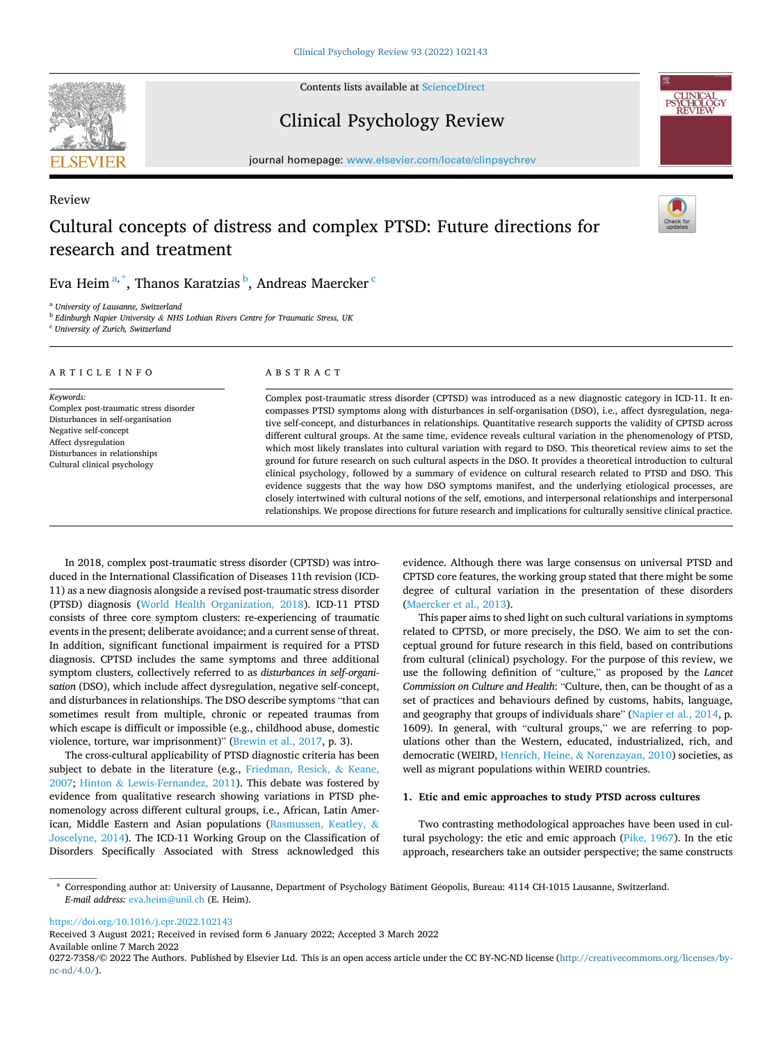Review

# Cultural concepts of distress and complex PTSD: Future directions for research and treatment

Eva Heim[a,*], Thanos Karatzias[b], Andreas Maercker[c]

[a] University of Lausanne, Switzerland
[b] Edinburgh Napier University & NHS Lothian Rivers Centre for Traumatic Stress, UK
[c] University of Zurich, Switzerland

## ARTICLE INFO

*Keywords:*
Complex post-traumatic stress disorder
Disturbances in self-organisation
Negative self-concept
Affect dysregulation
Disturbances in relationships
Cultural clinical psychology

## ABSTRACT

Complex post-traumatic stress disorder (CPTSD) was introduced as a new diagnostic category in ICD-11. It encompasses PTSD symptoms along with disturbances in self-organisation (DSO), i.e., affect dysregulation, negative self-concept, and disturbances in relationships. Quantitative research supports the validity of CPTSD across different cultural groups. At the same time, evidence reveals cultural variation in the phenomenology of PTSD, which most likely translates into cultural variation with regard to DSO. This theoretical review aims to set the ground for future research on such cultural aspects in the DSO. It provides a theoretical introduction to cultural clinical psychology, followed by a summary of evidence on cultural research related to PTSD and DSO. This evidence suggests that the way how DSO symptoms manifest, and the underlying etiological processes, are closely intertwined with cultural notions of the self, emotions, and interpersonal relationships and interpersonal relationships. We propose directions for future research and implications for culturally sensitive clinical practice.

In 2018, complex post-traumatic stress disorder (CPTSD) was introduced in the International Classification of Diseases 11th revision (ICD-11) as a new diagnosis alongside a revised post-traumatic stress disorder (PTSD) diagnosis (World Health Organization, 2018). ICD-11 PTSD consists of three core symptom clusters: re-experiencing of traumatic events in the present; deliberate avoidance; and a current sense of threat. In addition, significant functional impairment is required for a PTSD diagnosis. CPTSD includes the same symptoms and three additional symptom clusters, collectively referred to as *disturbances in self-organisation* (DSO), which include affect dysregulation, negative self-concept, and disturbances in relationships. The DSO describe symptoms "that can sometimes result from multiple, chronic or repeated traumas from which escape is difficult or impossible (e.g., childhood abuse, domestic violence, torture, war imprisonment)" (Brewin et al., 2017, p. 3).

The cross-cultural applicability of PTSD diagnostic criteria has been subject to debate in the literature (e.g., Friedman, Resick, & Keane, 2007; Hinton & Lewis-Fernandez, 2011). This debate was fostered by evidence from qualitative research showing variations in PTSD phenomenology across different cultural groups, i.e., African, Latin American, Middle Eastern and Asian populations (Rasmussen, Keatley, & Joscelyne, 2014). The ICD-11 Working Group on the Classification of Disorders Specifically Associated with Stress acknowledged this evidence. Although there was large consensus on universal PTSD and CPTSD core features, the working group stated that there might be some degree of cultural variation in the presentation of these disorders (Maercker et al., 2013).

This paper aims to shed light on such cultural variations in symptoms related to CPTSD, or more precisely, the DSO. We aim to set the conceptual ground for future research in this field, based on contributions from cultural (clinical) psychology. For the purpose of this review, we use the following definition of "culture," as proposed by the *Lancet Commission on Culture and Health*: "Culture, then, can be thought of as a set of practices and behaviours defined by customs, habits, language, and geography that groups of individuals share" (Napier et al., 2014, p. 1609). In general, with "cultural groups," we are referring to populations other than the Western, educated, industrialized, rich, and democratic (WEIRD, Henrich, Heine, & Norenzayan, 2010) societies, as well as migrant populations within WEIRD countries.

## 1. Etic and emic approaches to study PTSD across cultures

Two contrasting methodological approaches have been used in cultural psychology: the etic and emic approach (Pike, 1967). In the etic approach, researchers take an outsider perspective; the same constructs

* Corresponding author at: University of Lausanne, Department of Psychology Bâtiment Géopolis, Bureau: 4114 CH-1015 Lausanne, Switzerland.
*E-mail address:* eva.heim@unil.ch (E. Heim).

https://doi.org/10.1016/j.cpr.2022.102143
Received 3 August 2021; Received in revised form 6 January 2022; Accepted 3 March 2022
Available online 7 March 2022
0272-7358/© 2022 The Authors. Published by Elsevier Ltd. This is an open access article under the CC BY-NC-ND license (http://creativecommons.org/licenses/by-nc-nd/4.0/).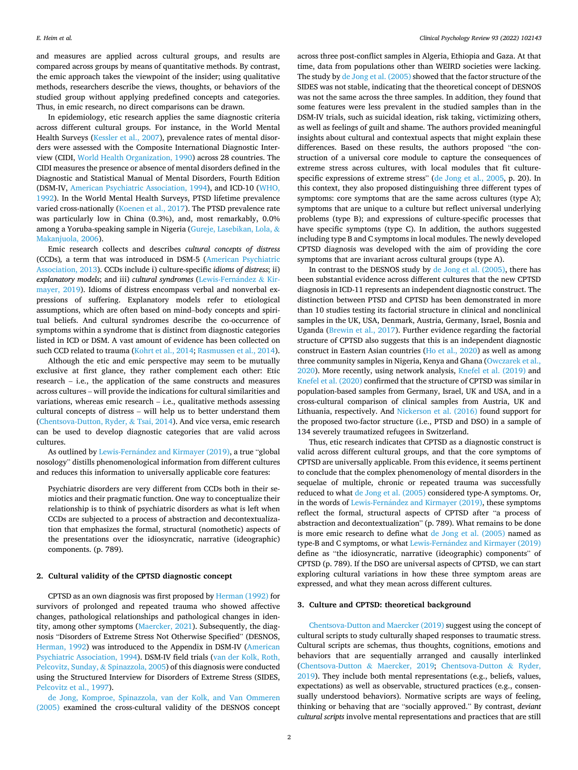and measures are applied across cultural groups, and results are compared across groups by means of quantitative methods. By contrast, the emic approach takes the viewpoint of the insider; using qualitative methods, researchers describe the views, thoughts, or behaviors of the studied group without applying predefined concepts and categories. Thus, in emic research, no direct comparisons can be drawn.

In epidemiology, etic research applies the same diagnostic criteria across different cultural groups. For instance, in the World Mental Health Surveys (Kessler et al., 2007), prevalence rates of mental disorders were assessed with the Composite International Diagnostic Interview (CIDI, World Health Organization, 1990) across 28 countries. The CIDI measures the presence or absence of mental disorders defined in the Diagnostic and Statistical Manual of Mental Disorders, Fourth Edition (DSM-IV, American Psychiatric Association, 1994), and ICD-10 (WHO, 1992). In the World Mental Health Surveys, PTSD lifetime prevalence varied cross-nationally (Koenen et al., 2017). The PTSD prevalence rate was particularly low in China (0.3%), and, most remarkably, 0.0% among a Yoruba-speaking sample in Nigeria (Gureje, Lasebikan, Lola, & Makanjuola, 2006).

Emic research collects and describes *cultural concepts of distress* (CCDs), a term that was introduced in DSM-5 (American Psychiatric Association, 2013). CCDs include i) culture-specific *idioms of distress*; ii) *explanatory models*; and iii) *cultural syndromes* (Lewis-Fernández & Kirmayer, 2019). Idioms of distress encompass verbal and nonverbal expressions of suffering. Explanatory models refer to etiological assumptions, which are often based on mind–body concepts and spiritual beliefs. And cultural syndromes describe the co-occurrence of symptoms within a syndrome that is distinct from diagnostic categories listed in ICD or DSM. A vast amount of evidence has been collected on such CCD related to trauma (Kohrt et al., 2014; Rasmussen et al., 2014).

Although the etic and emic perspective may seem to be mutually exclusive at first glance, they rather complement each other: Etic research – i.e., the application of the same constructs and measures across cultures – will provide the indications for cultural similarities and variations, whereas emic research – i.e., qualitative methods assessing cultural concepts of distress – will help us to better understand them (Chentsova-Dutton, Ryder, & Tsai, 2014). And vice versa, emic research can be used to develop diagnostic categories that are valid across cultures.

As outlined by Lewis-Fernández and Kirmayer (2019), a true "global nosology" distills phenomenological information from different cultures and reduces this information to universally applicable core features:

> Psychiatric disorders are very different from CCDs both in their semiotics and their pragmatic function. One way to conceptualize their relationship is to think of psychiatric disorders as what is left when CCDs are subjected to a process of abstraction and decontextualization that emphasizes the formal, structural (nomothetic) aspects of the presentations over the idiosyncratic, narrative (ideographic) components. (p. 789).

## 2. Cultural validity of the CPTSD diagnostic concept

CPTSD as an own diagnosis was first proposed by Herman (1992) for survivors of prolonged and repeated trauma who showed affective changes, pathological relationships and pathological changes in identity, among other symptoms (Maercker, 2021). Subsequently, the diagnosis "Disorders of Extreme Stress Not Otherwise Specified" (DESNOS, Herman, 1992) was introduced to the Appendix in DSM-IV (American Psychiatric Association, 1994). DSM-IV field trials (van der Kolk, Roth, Pelcovitz, Sunday, & Spinazzola, 2005) of this diagnosis were conducted using the Structured Interview for Disorders of Extreme Stress (SIDES, Pelcovitz et al., 1997).

de Jong, Komproe, Spinazzola, van der Kolk, and Van Ommeren (2005) examined the cross-cultural validity of the DESNOS concept across three post-conflict samples in Algeria, Ethiopia and Gaza. At that time, data from populations other than WEIRD societies were lacking. The study by de Jong et al. (2005) showed that the factor structure of the SIDES was not stable, indicating that the theoretical concept of DESNOS was not the same across the three samples. In addition, they found that some features were less prevalent in the studied samples than in the DSM-IV trials, such as suicidal ideation, risk taking, victimizing others, as well as feelings of guilt and shame. The authors provided meaningful insights about cultural and contextual aspects that might explain these differences. Based on these results, the authors proposed "the construction of a universal core module to capture the consequences of extreme stress across cultures, with local modules that fit culture-specific expressions of extreme stress" (de Jong et al., 2005, p. 20). In this context, they also proposed distinguishing three different types of symptoms: core symptoms that are the same across cultures (type A); symptoms that are unique to a culture but reflect universal underlying problems (type B); and expressions of culture-specific processes that have specific symptoms (type C). In addition, the authors suggested including type B and C symptoms in local modules. The newly developed CPTSD diagnosis was developed with the aim of providing the core symptoms that are invariant across cultural groups (type A).

In contrast to the DESNOS study by de Jong et al. (2005), there has been substantial evidence across different cultures that the new CPTSD diagnosis in ICD-11 represents an independent diagnostic construct. The distinction between PTSD and CPTSD has been demonstrated in more than 10 studies testing its factorial structure in clinical and nonclinical samples in the UK, USA, Denmark, Austria, Germany, Israel, Bosnia and Uganda (Brewin et al., 2017). Further evidence regarding the factorial structure of CPTSD also suggests that this is an independent diagnostic construct in Eastern Asian countries (Ho et al., 2020) as well as among three community samples in Nigeria, Kenya and Ghana (Owczarek et al., 2020). More recently, using network analysis, Knefel et al. (2019) and Knefel et al. (2020) confirmed that the structure of CPTSD was similar in population-based samples from Germany, Israel, UK and USA, and in a cross-cultural comparison of clinical samples from Austria, UK and Lithuania, respectively. And Nickerson et al. (2016) found support for the proposed two-factor structure (i.e., PTSD and DSO) in a sample of 134 severely traumatized refugees in Switzerland.

Thus, etic research indicates that CPTSD as a diagnostic construct is valid across different cultural groups, and that the core symptoms of CPTSD are universally applicable. From this evidence, it seems pertinent to conclude that the complex phenomenology of mental disorders in the sequelae of multiple, chronic or repeated trauma was successfully reduced to what de Jong et al. (2005) considered type-A symptoms. Or, in the words of Lewis-Fernández and Kirmayer (2019), these symptoms reflect the formal, structural aspects of CPTSD after "a process of abstraction and decontextualization" (p. 789). What remains to be done is more emic research to define what de Jong et al. (2005) named as type-B and C symptoms, or what Lewis-Fernández and Kirmayer (2019) define as "the idiosyncratic, narrative (ideographic) components" of CPTSD (p. 789). If the DSO are universal aspects of CPTSD, we can start exploring cultural variations in how these three symptom areas are expressed, and what they mean across different cultures.

## 3. Culture and CPTSD: theoretical background

Chentsova-Dutton and Maercker (2019) suggest using the concept of cultural scripts to study culturally shaped responses to traumatic stress. Cultural scripts are schemas, thus thoughts, cognitions, emotions and behaviors that are sequentially arranged and causally interlinked (Chentsova-Dutton & Maercker, 2019; Chentsova-Dutton & Ryder, 2019). They include both mental representations (e.g., beliefs, values, expectations) as well as observable, structured practices (e.g., consensually understood behaviors). Normative scripts are ways of feeling, thinking or behaving that are "socially approved." By contrast, *deviant cultural scripts* involve mental representations and practices that are still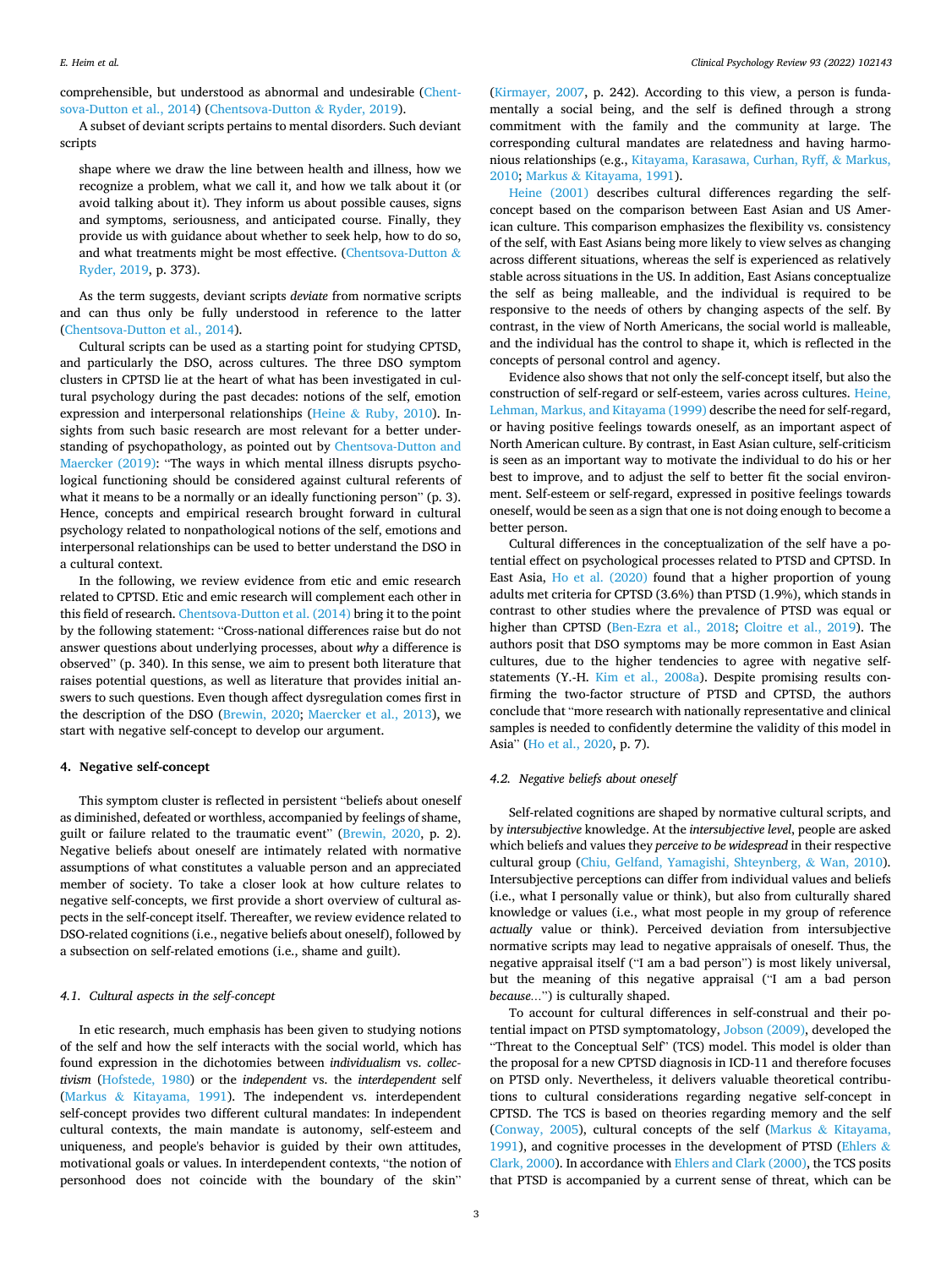comprehensible, but understood as abnormal and undesirable (Chentsova-Dutton et al., 2014) (Chentsova-Dutton & Ryder, 2019).

A subset of deviant scripts pertains to mental disorders. Such deviant scripts

> shape where we draw the line between health and illness, how we recognize a problem, what we call it, and how we talk about it (or avoid talking about it). They inform us about possible causes, signs and symptoms, seriousness, and anticipated course. Finally, they provide us with guidance about whether to seek help, how to do so, and what treatments might be most effective. (Chentsova-Dutton & Ryder, 2019, p. 373).

As the term suggests, deviant scripts *deviate* from normative scripts and can thus only be fully understood in reference to the latter (Chentsova-Dutton et al., 2014).

Cultural scripts can be used as a starting point for studying CPTSD, and particularly the DSO, across cultures. The three DSO symptom clusters in CPTSD lie at the heart of what has been investigated in cultural psychology during the past decades: notions of the self, emotion expression and interpersonal relationships (Heine & Ruby, 2010). Insights from such basic research are most relevant for a better understanding of psychopathology, as pointed out by Chentsova-Dutton and Maercker (2019): "The ways in which mental illness disrupts psychological functioning should be considered against cultural referents of what it means to be a normally or an ideally functioning person" (p. 3). Hence, concepts and empirical research brought forward in cultural psychology related to nonpathological notions of the self, emotions and interpersonal relationships can be used to better understand the DSO in a cultural context.

In the following, we review evidence from etic and emic research related to CPTSD. Etic and emic research will complement each other in this field of research. Chentsova-Dutton et al. (2014) bring it to the point by the following statement: "Cross-national differences raise but do not answer questions about underlying processes, about *why* a difference is observed" (p. 340). In this sense, we aim to present both literature that raises potential questions, as well as literature that provides initial answers to such questions. Even though affect dysregulation comes first in the description of the DSO (Brewin, 2020; Maercker et al., 2013), we start with negative self-concept to develop our argument.

## 4. Negative self-concept

This symptom cluster is reflected in persistent "beliefs about oneself as diminished, defeated or worthless, accompanied by feelings of shame, guilt or failure related to the traumatic event" (Brewin, 2020, p. 2). Negative beliefs about oneself are intimately related with normative assumptions of what constitutes a valuable person and an appreciated member of society. To take a closer look at how culture relates to negative self-concepts, we first provide a short overview of cultural aspects in the self-concept itself. Thereafter, we review evidence related to DSO-related cognitions (i.e., negative beliefs about oneself), followed by a subsection on self-related emotions (i.e., shame and guilt).

### 4.1. Cultural aspects in the self-concept

In etic research, much emphasis has been given to studying notions of the self and how the self interacts with the social world, which has found expression in the dichotomies between *individualism* vs. *collectivism* (Hofstede, 1980) or the *independent* vs. the *interdependent* self (Markus & Kitayama, 1991). The independent vs. interdependent self-concept provides two different cultural mandates: In independent cultural contexts, the main mandate is autonomy, self-esteem and uniqueness, and people's behavior is guided by their own attitudes, motivational goals or values. In interdependent contexts, "the notion of personhood does not coincide with the boundary of the skin" (Kirmayer, 2007, p. 242). According to this view, a person is fundamentally a social being, and the self is defined through a strong commitment with the family and the community at large. The corresponding cultural mandates are relatedness and having harmonious relationships (e.g., Kitayama, Karasawa, Curhan, Ryff, & Markus, 2010; Markus & Kitayama, 1991).

Heine (2001) describes cultural differences regarding the self-concept based on the comparison between East Asian and US American culture. This comparison emphasizes the flexibility vs. consistency of the self, with East Asians being more likely to view selves as changing across different situations, whereas the self is experienced as relatively stable across situations in the US. In addition, East Asians conceptualize the self as being malleable, and the individual is required to be responsive to the needs of others by changing aspects of the self. By contrast, in the view of North Americans, the social world is malleable, and the individual has the control to shape it, which is reflected in the concepts of personal control and agency.

Evidence also shows that not only the self-concept itself, but also the construction of self-regard or self-esteem, varies across cultures. Heine, Lehman, Markus, and Kitayama (1999) describe the need for self-regard, or having positive feelings towards oneself, as an important aspect of North American culture. By contrast, in East Asian culture, self-criticism is seen as an important way to motivate the individual to do his or her best to improve, and to adjust the self to better fit the social environment. Self-esteem or self-regard, expressed in positive feelings towards oneself, would be seen as a sign that one is not doing enough to become a better person.

Cultural differences in the conceptualization of the self have a potential effect on psychological processes related to PTSD and CPTSD. In East Asia, Ho et al. (2020) found that a higher proportion of young adults met criteria for CPTSD (3.6%) than PTSD (1.9%), which stands in contrast to other studies where the prevalence of PTSD was equal or higher than CPTSD (Ben-Ezra et al., 2018; Cloitre et al., 2019). The authors posit that DSO symptoms may be more common in East Asian cultures, due to the higher tendencies to agree with negative self-statements (Y.-H. Kim et al., 2008a). Despite promising results confirming the two-factor structure of PTSD and CPTSD, the authors conclude that "more research with nationally representative and clinical samples is needed to confidently determine the validity of this model in Asia" (Ho et al., 2020, p. 7).

### 4.2. Negative beliefs about oneself

Self-related cognitions are shaped by normative cultural scripts, and by *intersubjective* knowledge. At the *intersubjective level*, people are asked which beliefs and values they *perceive to be widespread* in their respective cultural group (Chiu, Gelfand, Yamagishi, Shteynberg, & Wan, 2010). Intersubjective perceptions can differ from individual values and beliefs (i.e., what I personally value or think), but also from culturally shared knowledge or values (i.e., what most people in my group of reference *actually* value or think). Perceived deviation from intersubjective normative scripts may lead to negative appraisals of oneself. Thus, the negative appraisal itself ("I am a bad person") is most likely universal, but the meaning of this negative appraisal ("I am a bad person *because…*") is culturally shaped.

To account for cultural differences in self-construal and their potential impact on PTSD symptomatology, Jobson (2009), developed the "Threat to the Conceptual Self" (TCS) model. This model is older than the proposal for a new CPTSD diagnosis in ICD-11 and therefore focuses on PTSD only. Nevertheless, it delivers valuable theoretical contributions to cultural considerations regarding negative self-concept in CPTSD. The TCS is based on theories regarding memory and the self (Conway, 2005), cultural concepts of the self (Markus & Kitayama, 1991), and cognitive processes in the development of PTSD (Ehlers & Clark, 2000). In accordance with Ehlers and Clark (2000), the TCS posits that PTSD is accompanied by a current sense of threat, which can be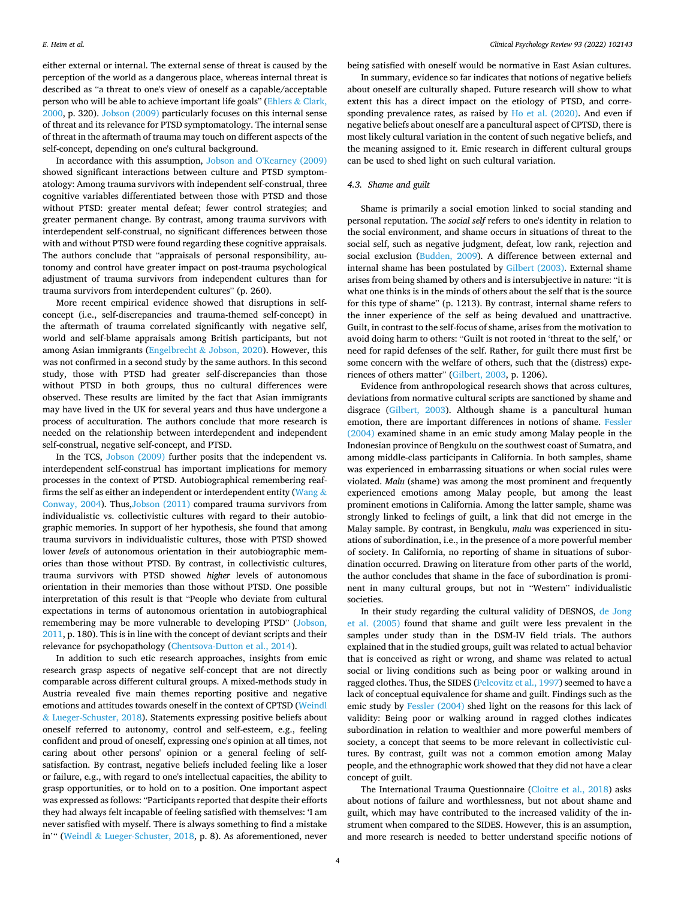either external or internal. The external sense of threat is caused by the perception of the world as a dangerous place, whereas internal threat is described as "a threat to one's view of oneself as a capable/acceptable person who will be able to achieve important life goals" (Ehlers & Clark, 2000, p. 320). Jobson (2009) particularly focuses on this internal sense of threat and its relevance for PTSD symptomatology. The internal sense of threat in the aftermath of trauma may touch on different aspects of the self-concept, depending on one's cultural background.

In accordance with this assumption, Jobson and O'Kearney (2009) showed significant interactions between culture and PTSD symptomatology: Among trauma survivors with independent self-construal, three cognitive variables differentiated between those with PTSD and those without PTSD: greater mental defeat; fewer control strategies; and greater permanent change. By contrast, among trauma survivors with interdependent self-construal, no significant differences between those with and without PTSD were found regarding these cognitive appraisals. The authors conclude that "appraisals of personal responsibility, autonomy and control have greater impact on post-trauma psychological adjustment of trauma survivors from independent cultures than for trauma survivors from interdependent cultures" (p. 260).

More recent empirical evidence showed that disruptions in self-concept (i.e., self-discrepancies and trauma-themed self-concept) in the aftermath of trauma correlated significantly with negative self, world and self-blame appraisals among British participants, but not among Asian immigrants (Engelbrecht & Jobson, 2020). However, this was not confirmed in a second study by the same authors. In this second study, those with PTSD had greater self-discrepancies than those without PTSD in both groups, thus no cultural differences were observed. These results are limited by the fact that Asian immigrants may have lived in the UK for several years and thus have undergone a process of acculturation. The authors conclude that more research is needed on the relationship between interdependent and independent self-construal, negative self-concept, and PTSD.

In the TCS, Jobson (2009) further posits that the independent vs. interdependent self-construal has important implications for memory processes in the context of PTSD. Autobiographical remembering reaffirms the self as either an independent or interdependent entity (Wang & Conway, 2004). Thus,Jobson (2011) compared trauma survivors from individualistic vs. collectivistic cultures with regard to their autobiographic memories. In support of her hypothesis, she found that among trauma survivors in individualistic cultures, those with PTSD showed lower *levels* of autonomous orientation in their autobiographic memories than those without PTSD. By contrast, in collectivistic cultures, trauma survivors with PTSD showed *higher* levels of autonomous orientation in their memories than those without PTSD. One possible interpretation of this result is that "People who deviate from cultural expectations in terms of autonomous orientation in autobiographical remembering may be more vulnerable to developing PTSD" (Jobson, 2011, p. 180). This is in line with the concept of deviant scripts and their relevance for psychopathology (Chentsova-Dutton et al., 2014).

In addition to such etic research approaches, insights from emic research grasp aspects of negative self-concept that are not directly comparable across different cultural groups. A mixed-methods study in Austria revealed five main themes reporting positive and negative emotions and attitudes towards oneself in the context of CPTSD (Weindl & Lueger-Schuster, 2018). Statements expressing positive beliefs about oneself referred to autonomy, control and self-esteem, e.g., feeling confident and proud of oneself, expressing one's opinion at all times, not caring about other persons' opinion or a general feeling of self-satisfaction. By contrast, negative beliefs included feeling like a loser or failure, e.g., with regard to one's intellectual capacities, the ability to grasp opportunities, or to hold on to a position. One important aspect was expressed as follows: "Participants reported that despite their efforts they had always felt incapable of feeling satisfied with themselves: 'I am never satisfied with myself. There is always something to find a mistake in'" (Weindl & Lueger-Schuster, 2018, p. 8). As aforementioned, never being satisfied with oneself would be normative in East Asian cultures.

In summary, evidence so far indicates that notions of negative beliefs about oneself are culturally shaped. Future research will show to what extent this has a direct impact on the etiology of PTSD, and corresponding prevalence rates, as raised by Ho et al. (2020). And even if negative beliefs about oneself are a pancultural aspect of CPTSD, there is most likely cultural variation in the content of such negative beliefs, and the meaning assigned to it. Emic research in different cultural groups can be used to shed light on such cultural variation.

### 4.3. Shame and guilt

Shame is primarily a social emotion linked to social standing and personal reputation. The *social self* refers to one's identity in relation to the social environment, and shame occurs in situations of threat to the social self, such as negative judgment, defeat, low rank, rejection and social exclusion (Budden, 2009). A difference between external and internal shame has been postulated by Gilbert (2003). External shame arises from being shamed by others and is intersubjective in nature: "it is what one thinks is in the minds of others about the self that is the source for this type of shame" (p. 1213). By contrast, internal shame refers to the inner experience of the self as being devalued and unattractive. Guilt, in contrast to the self-focus of shame, arises from the motivation to avoid doing harm to others: "Guilt is not rooted in 'threat to the self,' or need for rapid defenses of the self. Rather, for guilt there must first be some concern with the welfare of others, such that the (distress) experiences of others matter" (Gilbert, 2003, p. 1206).

Evidence from anthropological research shows that across cultures, deviations from normative cultural scripts are sanctioned by shame and disgrace (Gilbert, 2003). Although shame is a pancultural human emotion, there are important differences in notions of shame. Fessler (2004) examined shame in an emic study among Malay people in the Indonesian province of Bengkulu on the southwest coast of Sumatra, and among middle-class participants in California. In both samples, shame was experienced in embarrassing situations or when social rules were violated. *Malu* (shame) was among the most prominent and frequently experienced emotions among Malay people, but among the least prominent emotions in California. Among the latter sample, shame was strongly linked to feelings of guilt, a link that did not emerge in the Malay sample. By contrast, in Bengkulu, *malu* was experienced in situations of subordination, i.e., in the presence of a more powerful member of society. In California, no reporting of shame in situations of subordination occurred. Drawing on literature from other parts of the world, the author concludes that shame in the face of subordination is prominent in many cultural groups, but not in "Western" individualistic societies.

In their study regarding the cultural validity of DESNOS, de Jong et al. (2005) found that shame and guilt were less prevalent in the samples under study than in the DSM-IV field trials. The authors explained that in the studied groups, guilt was related to actual behavior that is conceived as right or wrong, and shame was related to actual social or living conditions such as being poor or walking around in ragged clothes. Thus, the SIDES (Pelcovitz et al., 1997) seemed to have a lack of conceptual equivalence for shame and guilt. Findings such as the emic study by Fessler (2004) shed light on the reasons for this lack of validity: Being poor or walking around in ragged clothes indicates subordination in relation to wealthier and more powerful members of society, a concept that seems to be more relevant in collectivistic cultures. By contrast, guilt was not a common emotion among Malay people, and the ethnographic work showed that they did not have a clear concept of guilt.

The International Trauma Questionnaire (Cloitre et al., 2018) asks about notions of failure and worthlessness, but not about shame and guilt, which may have contributed to the increased validity of the instrument when compared to the SIDES. However, this is an assumption, and more research is needed to better understand specific notions of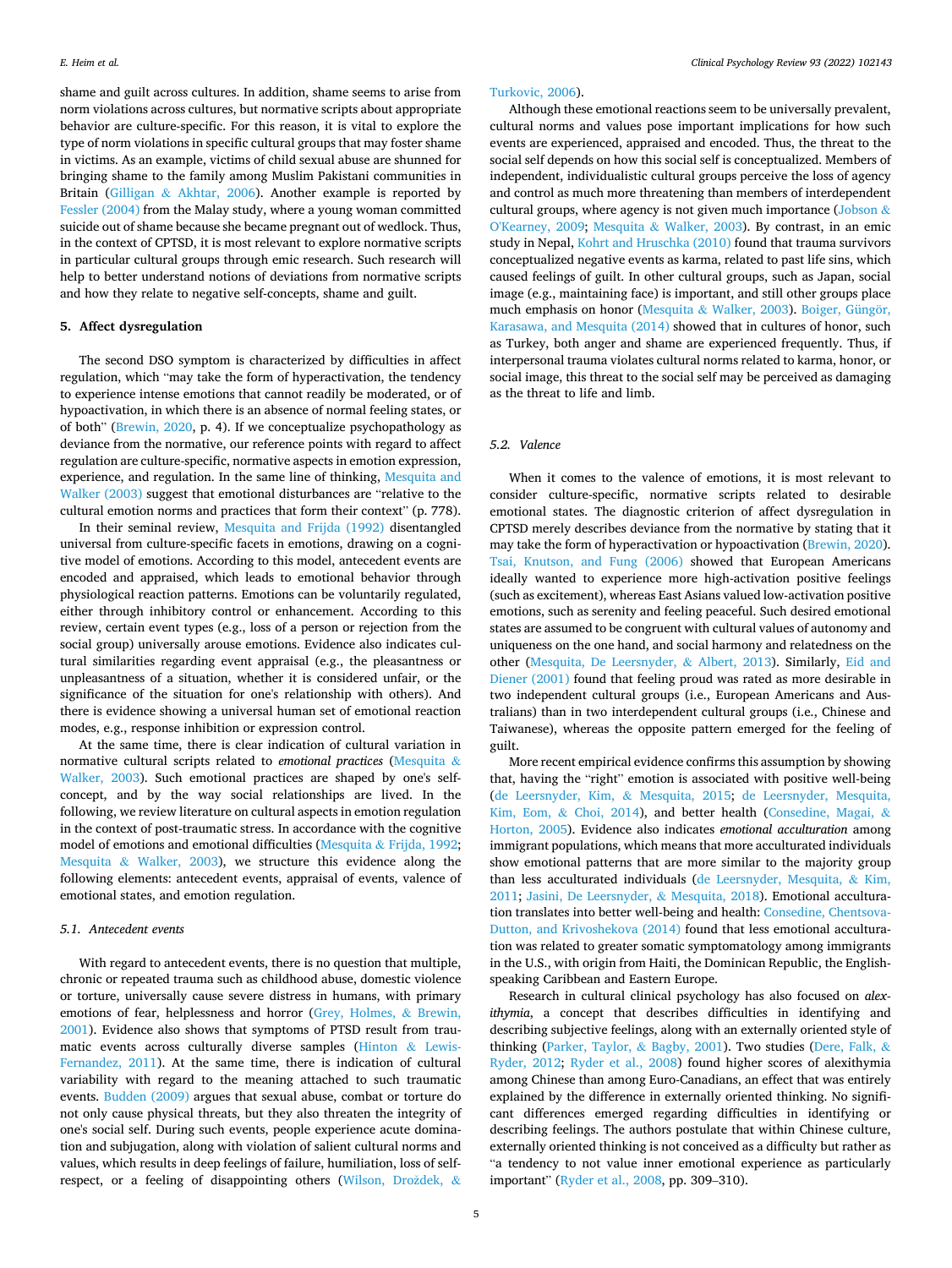shame and guilt across cultures. In addition, shame seems to arise from norm violations across cultures, but normative scripts about appropriate behavior are culture-specific. For this reason, it is vital to explore the type of norm violations in specific cultural groups that may foster shame in victims. As an example, victims of child sexual abuse are shunned for bringing shame to the family among Muslim Pakistani communities in Britain (Gilligan & Akhtar, 2006). Another example is reported by Fessler (2004) from the Malay study, where a young woman committed suicide out of shame because she became pregnant out of wedlock. Thus, in the context of CPTSD, it is most relevant to explore normative scripts in particular cultural groups through emic research. Such research will help to better understand notions of deviations from normative scripts and how they relate to negative self-concepts, shame and guilt.

## 5. Affect dysregulation

The second DSO symptom is characterized by difficulties in affect regulation, which "may take the form of hyperactivation, the tendency to experience intense emotions that cannot readily be moderated, or of hypoactivation, in which there is an absence of normal feeling states, or of both" (Brewin, 2020, p. 4). If we conceptualize psychopathology as deviance from the normative, our reference points with regard to affect regulation are culture-specific, normative aspects in emotion expression, experience, and regulation. In the same line of thinking, Mesquita and Walker (2003) suggest that emotional disturbances are "relative to the cultural emotion norms and practices that form their context" (p. 778).

In their seminal review, Mesquita and Frijda (1992) disentangled universal from culture-specific facets in emotions, drawing on a cognitive model of emotions. According to this model, antecedent events are encoded and appraised, which leads to emotional behavior through physiological reaction patterns. Emotions can be voluntarily regulated, either through inhibitory control or enhancement. According to this review, certain event types (e.g., loss of a person or rejection from the social group) universally arouse emotions. Evidence also indicates cultural similarities regarding event appraisal (e.g., the pleasantness or unpleasantness of a situation, whether it is considered unfair, or the significance of the situation for one's relationship with others). And there is evidence showing a universal human set of emotional reaction modes, e.g., response inhibition or expression control.

At the same time, there is clear indication of cultural variation in normative cultural scripts related to *emotional practices* (Mesquita & Walker, 2003). Such emotional practices are shaped by one's self-concept, and by the way social relationships are lived. In the following, we review literature on cultural aspects in emotion regulation in the context of post-traumatic stress. In accordance with the cognitive model of emotions and emotional difficulties (Mesquita & Frijda, 1992; Mesquita & Walker, 2003), we structure this evidence along the following elements: antecedent events, appraisal of events, valence of emotional states, and emotion regulation.

### 5.1. Antecedent events

With regard to antecedent events, there is no question that multiple, chronic or repeated trauma such as childhood abuse, domestic violence or torture, universally cause severe distress in humans, with primary emotions of fear, helplessness and horror (Grey, Holmes, & Brewin, 2001). Evidence also shows that symptoms of PTSD result from traumatic events across culturally diverse samples (Hinton & Lewis-Fernandez, 2011). At the same time, there is indication of cultural variability with regard to the meaning attached to such traumatic events. Budden (2009) argues that sexual abuse, combat or torture do not only cause physical threats, but they also threaten the integrity of one's social self. During such events, people experience acute domination and subjugation, along with violation of salient cultural norms and values, which results in deep feelings of failure, humiliation, loss of self-respect, or a feeling of disappointing others (Wilson, Drožđek, & Turkovic, 2006).

Although these emotional reactions seem to be universally prevalent, cultural norms and values pose important implications for how such events are experienced, appraised and encoded. Thus, the threat to the social self depends on how this social self is conceptualized. Members of independent, individualistic cultural groups perceive the loss of agency and control as much more threatening than members of interdependent cultural groups, where agency is not given much importance (Jobson & O'Kearney, 2009; Mesquita & Walker, 2003). By contrast, in an emic study in Nepal, Kohrt and Hruschka (2010) found that trauma survivors conceptualized negative events as karma, related to past life sins, which caused feelings of guilt. In other cultural groups, such as Japan, social image (e.g., maintaining face) is important, and still other groups place much emphasis on honor (Mesquita & Walker, 2003). Boiger, Güngör, Karasawa, and Mesquita (2014) showed that in cultures of honor, such as Turkey, both anger and shame are experienced frequently. Thus, if interpersonal trauma violates cultural norms related to karma, honor, or social image, this threat to the social self may be perceived as damaging as the threat to life and limb.

### 5.2. Valence

When it comes to the valence of emotions, it is most relevant to consider culture-specific, normative scripts related to desirable emotional states. The diagnostic criterion of affect dysregulation in CPTSD merely describes deviance from the normative by stating that it may take the form of hyperactivation or hypoactivation (Brewin, 2020). Tsai, Knutson, and Fung (2006) showed that European Americans ideally wanted to experience more high-activation positive feelings (such as excitement), whereas East Asians valued low-activation positive emotions, such as serenity and feeling peaceful. Such desired emotional states are assumed to be congruent with cultural values of autonomy and uniqueness on the one hand, and social harmony and relatedness on the other (Mesquita, De Leersnyder, & Albert, 2013). Similarly, Eid and Diener (2001) found that feeling proud was rated as more desirable in two independent cultural groups (i.e., European Americans and Australians) than in two interdependent cultural groups (i.e., Chinese and Taiwanese), whereas the opposite pattern emerged for the feeling of guilt.

More recent empirical evidence confirms this assumption by showing that, having the "right" emotion is associated with positive well-being (de Leersnyder, Kim, & Mesquita, 2015; de Leersnyder, Mesquita, Kim, Eom, & Choi, 2014), and better health (Consedine, Magai, & Horton, 2005). Evidence also indicates *emotional acculturation* among immigrant populations, which means that more acculturated individuals show emotional patterns that are more similar to the majority group than less acculturated individuals (de Leersnyder, Mesquita, & Kim, 2011; Jasini, De Leersnyder, & Mesquita, 2018). Emotional acculturation translates into better well-being and health: Consedine, Chentsova-Dutton, and Krivoshekova (2014) found that less emotional acculturation was related to greater somatic symptomatology among immigrants in the U.S., with origin from Haiti, the Dominican Republic, the English-speaking Caribbean and Eastern Europe.

Research in cultural clinical psychology has also focused on *alexithymia*, a concept that describes difficulties in identifying and describing subjective feelings, along with an externally oriented style of thinking (Parker, Taylor, & Bagby, 2001). Two studies (Dere, Falk, & Ryder, 2012; Ryder et al., 2008) found higher scores of alexithymia among Chinese than among Euro-Canadians, an effect that was entirely explained by the difference in externally oriented thinking. No significant differences emerged regarding difficulties in identifying or describing feelings. The authors postulate that within Chinese culture, externally oriented thinking is not conceived as a difficulty but rather as "a tendency to not value inner experience as particularly important" (Ryder et al., 2008, pp. 309–310).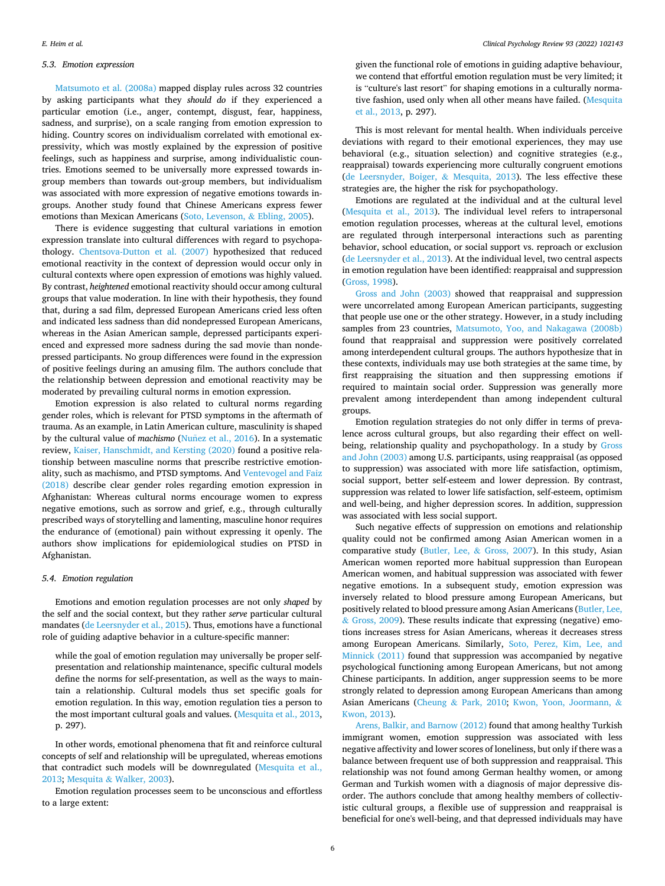### 5.3. Emotion expression

Matsumoto et al. (2008a) mapped display rules across 32 countries by asking participants what they *should do* if they experienced a particular emotion (i.e., anger, contempt, disgust, fear, happiness, sadness, and surprise), on a scale ranging from emotion expression to hiding. Country scores on individualism correlated with emotional expressivity, which was mostly explained by the expression of positive feelings, such as happiness and surprise, among individualistic countries. Emotions seemed to be universally more expressed towards in-group members than towards out-group members, but individualism was associated with more expression of negative emotions towards in-groups. Another study found that Chinese Americans express fewer emotions than Mexican Americans (Soto, Levenson, & Ebling, 2005).

There is evidence suggesting that cultural variations in emotion expression translate into cultural differences with regard to psychopathology. Chentsova-Dutton et al. (2007) hypothesized that reduced emotional reactivity in the context of depression would occur only in cultural contexts where open expression of emotions was highly valued. By contrast, *heightened* emotional reactivity should occur among cultural groups that value moderation. In line with their hypothesis, they found that, during a sad film, depressed European Americans cried less often and indicated less sadness than did nondepressed European Americans, whereas in the Asian American sample, depressed participants experienced and expressed more sadness during the sad movie than nondepressed participants. No group differences were found in the expression of positive feelings during an amusing film. The authors conclude that the relationship between depression and emotional reactivity may be moderated by prevailing cultural norms in emotion expression.

Emotion expression is also related to cultural norms regarding gender roles, which is relevant for PTSD symptoms in the aftermath of trauma. As an example, in Latin American culture, masculinity is shaped by the cultural value of *machismo* (Nuñez et al., 2016). In a systematic review, Kaiser, Hanschmidt, and Kersting (2020) found a positive relationship between masculine norms that prescribe restrictive emotionality, such as machismo, and PTSD symptoms. And Ventevogel and Faiz (2018) describe clear gender roles regarding emotion expression in Afghanistan: Whereas cultural norms encourage women to express negative emotions, such as sorrow and grief, e.g., through culturally prescribed ways of storytelling and lamenting, masculine honor requires the endurance of (emotional) pain without expressing it openly. The authors show implications for epidemiological studies on PTSD in Afghanistan.

### 5.4. Emotion regulation

Emotions and emotion regulation processes are not only *shaped* by the self and the social context, but they rather *serve* particular cultural mandates (de Leersnyder et al., 2015). Thus, emotions have a functional role of guiding adaptive behavior in a culture-specific manner:

> while the goal of emotion regulation may universally be proper self-presentation and relationship maintenance, specific cultural models define the norms for self-presentation, as well as the ways to maintain a relationship. Cultural models thus set specific goals for emotion regulation. In this way, emotion regulation ties a person to the most important cultural goals and values. (Mesquita et al., 2013, p. 297).

In other words, emotional phenomena that fit and reinforce cultural concepts of self and relationship will be upregulated, whereas emotions that contradict such models will be downregulated (Mesquita et al., 2013; Mesquita & Walker, 2003).

Emotion regulation processes seem to be unconscious and effortless to a large extent:

> given the functional role of emotions in guiding adaptive behaviour, we contend that effortful emotion regulation must be very limited; it is "culture's last resort" for shaping emotions in a culturally normative fashion, used only when all other means have failed. (Mesquita et al., 2013, p. 297).

This is most relevant for mental health. When individuals perceive deviations with regard to their emotional experiences, they may use behavioral (e.g., situation selection) and cognitive strategies (e.g., reappraisal) towards experiencing more culturally congruent emotions (de Leersnyder, Boiger, & Mesquita, 2013). The less effective these strategies are, the higher the risk for psychopathology.

Emotions are regulated at the individual and at the cultural level (Mesquita et al., 2013). The individual level refers to intrapersonal emotion regulation processes, whereas at the cultural level, emotions are regulated through interpersonal interactions such as parenting behavior, school education, or social support vs. reproach or exclusion (de Leersnyder et al., 2013). At the individual level, two central aspects in emotion regulation have been identified: reappraisal and suppression (Gross, 1998).

Gross and John (2003) showed that reappraisal and suppression were uncorrelated among European American participants, suggesting that people use one or the other strategy. However, in a study including samples from 23 countries, Matsumoto, Yoo, and Nakagawa (2008b) found that reappraisal and suppression were positively correlated among interdependent cultural groups. The authors hypothesize that in these contexts, individuals may use both strategies at the same time, by first reappraising the situation and then suppressing emotions if required to maintain social order. Suppression was generally more prevalent among interdependent than among independent cultural groups.

Emotion regulation strategies do not only differ in terms of prevalence across cultural groups, but also regarding their effect on well-being, relationship quality and psychopathology. In a study by Gross and John (2003) among U.S. participants, using reappraisal (as opposed to suppression) was associated with more life satisfaction, optimism, social support, better self-esteem and lower depression. By contrast, suppression was related to lower life satisfaction, self-esteem, optimism and well-being, and higher depression scores. In addition, suppression was associated with less social support.

Such negative effects of suppression on emotions and relationship quality could not be confirmed among Asian American women in a comparative study (Butler, Lee, & Gross, 2007). In this study, Asian American women reported more habitual suppression than European American women, and habitual suppression was associated with fewer negative emotions. In a subsequent study, emotion expression was inversely related to blood pressure among European Americans, but positively related to blood pressure among Asian Americans (Butler, Lee, & Gross, 2009). These results indicate that expressing (negative) emotions increases stress for Asian Americans, whereas it decreases stress among European Americans. Similarly, Soto, Perez, Kim, Lee, and Minnick (2011) found that suppression was accompanied by negative psychological functioning among European Americans, but not among Chinese participants. In addition, anger suppression seems to be more strongly related to depression among European Americans than among Asian Americans (Cheung & Park, 2010; Kwon, Yoon, Joormann, & Kwon, 2013).

Arens, Balkir, and Barnow (2012) found that among healthy Turkish immigrant women, emotion suppression was associated with less negative affectivity and lower scores of loneliness, but only if there was a balance between frequent use of both suppression and reappraisal. This relationship was not found among German healthy women, or among German and Turkish women with a diagnosis of major depressive disorder. The authors conclude that among healthy members of collectivistic cultural groups, a flexible use of suppression and reappraisal is beneficial for one's well-being, and that depressed individuals may have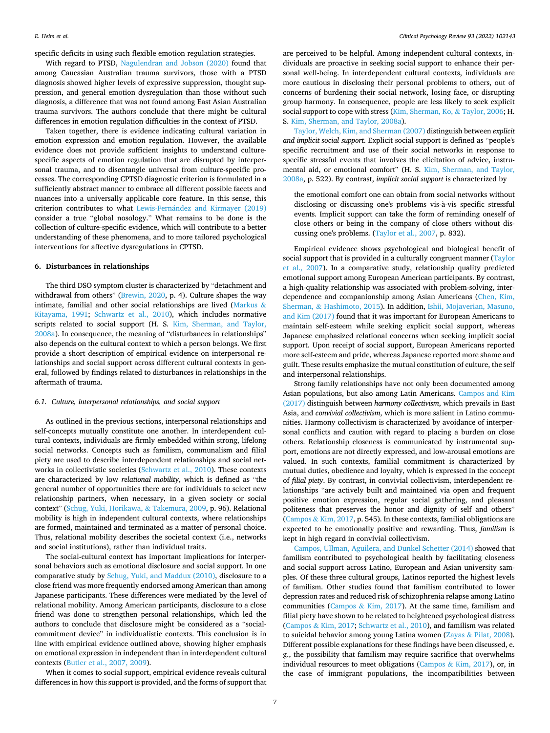specific deficits in using such flexible emotion regulation strategies.

With regard to PTSD, Nagulendran and Jobson (2020) found that among Caucasian Australian trauma survivors, those with a PTSD diagnosis showed higher levels of expressive suppression, thought suppression, and general emotion dysregulation than those without such diagnosis, a difference that was not found among East Asian Australian trauma survivors. The authors conclude that there might be cultural differences in emotion regulation difficulties in the context of PTSD.

Taken together, there is evidence indicating cultural variation in emotion expression and emotion regulation. However, the available evidence does not provide sufficient insights to understand culture-specific aspects of emotion regulation that are disrupted by interpersonal trauma, and to disentangle universal from culture-specific processes. The corresponding CPTSD diagnostic criterion is formulated in a sufficiently abstract manner to embrace all different possible facets and nuances into a universally applicable core feature. In this sense, this criterion contributes to what Lewis-Fernández and Kirmayer (2019) consider a true "global nosology." What remains to be done is the collection of culture-specific evidence, which will contribute to a better understanding of these phenomena, and to more tailored psychological interventions for affective dysregulations in CPTSD.

## 6. Disturbances in relationships

The third DSO symptom cluster is characterized by "detachment and withdrawal from others" (Brewin, 2020, p. 4). Culture shapes the way intimate, familial and other social relationships are lived (Markus & Kitayama, 1991; Schwartz et al., 2010), which includes normative scripts related to social support (H. S. Kim, Sherman, and Taylor, 2008a). In consequence, the meaning of "disturbances in relationships" also depends on the cultural context to which a person belongs. We first provide a short description of empirical evidence on interpersonal relationships and social support across different cultural contexts in general, followed by findings related to disturbances in relationships in the aftermath of trauma.

### 6.1. Culture, interpersonal relationships, and social support

As outlined in the previous sections, interpersonal relationships and self-concepts mutually constitute one another. In interdependent cultural contexts, individuals are firmly embedded within strong, lifelong social networks. Concepts such as familism, communalism and filial piety are used to describe interdependent relationships and social networks in collectivistic societies (Schwartz et al., 2010). These contexts are characterized by low *relational mobility*, which is defined as "the general number of opportunities there are for individuals to select new relationship partners, when necessary, in a given society or social context" (Schug, Yuki, Horikawa, & Takemura, 2009, p. 96). Relational mobility is high in independent cultural contexts, where relationships are formed, maintained and terminated as a matter of personal choice. Thus, relational mobility describes the societal context (i.e., networks and social institutions), rather than individual traits.

The social-cultural context has important implications for interpersonal behaviors such as emotional disclosure and social support. In one comparative study by Schug, Yuki, and Maddux (2010), disclosure to a close friend was more frequently endorsed among American than among Japanese participants. These differences were mediated by the level of relational mobility. Among American participants, disclosure to a close friend was done to strengthen personal relationships, which led the authors to conclude that disclosure might be considered as a "social-commitment device" in individualistic contexts. This conclusion is in line with empirical evidence outlined above, showing higher emphasis on emotional expression in independent than in interdependent cultural contexts (Butler et al., 2007, 2009).

When it comes to social support, empirical evidence reveals cultural differences in how this support is provided, and the forms of support that are perceived to be helpful. Among independent cultural contexts, individuals are proactive in seeking social support to enhance their personal well-being. In interdependent cultural contexts, individuals are more cautious in disclosing their personal problems to others, out of concerns of burdening their social network, losing face, or disrupting group harmony. In consequence, people are less likely to seek explicit social support to cope with stress (Kim, Sherman, Ko, & Taylor, 2006; H. S. Kim, Sherman, and Taylor, 2008a).

Taylor, Welch, Kim, and Sherman (2007) distinguish between *explicit and implicit social support*. Explicit social support is defined as "people's specific recruitment and use of their social networks in response to specific stressful events that involves the elicitation of advice, instrumental aid, or emotional comfort" (H. S. Kim, Sherman, and Taylor, 2008a, p. 522). By contrast, *implicit social support* is characterized by

> the emotional comfort one can obtain from social networks without disclosing or discussing one's problems vis-à-vis specific stressful events. Implicit support can take the form of reminding oneself of close others or being in the company of close others without discussing one's problems. (Taylor et al., 2007, p. 832).

Empirical evidence shows psychological and biological benefit of social support that is provided in a culturally congruent manner (Taylor et al., 2007). In a comparative study, relationship quality predicted emotional support among European American participants. By contrast, a high-quality relationship was associated with problem-solving, interdependence and companionship among Asian Americans (Chen, Kim, Sherman, & Hashimoto, 2015). In addition, Ishii, Mojaverian, Masuno, and Kim (2017) found that it was important for European Americans to maintain self-esteem while seeking explicit social support, whereas Japanese emphasized relational concerns when seeking implicit social support. Upon receipt of social support, European Americans reported more self-esteem and pride, whereas Japanese reported more shame and guilt. These results emphasize the mutual constitution of culture, the self and interpersonal relationships.

Strong family relationships have not only been documented among Asian populations, but also among Latin Americans. Campos and Kim (2017) distinguish between *harmony collectivism*, which prevails in East Asia, and *convivial collectivism*, which is more salient in Latino communities. Harmony collectivism is characterized by avoidance of interpersonal conflicts and caution with regard to placing a burden on close others. Relationship closeness is communicated by instrumental support, emotions are not directly expressed, and low-arousal emotions are valued. In such contexts, familial commitment is characterized by mutual duties, obedience and loyalty, which is expressed in the concept of *filial piety*. By contrast, in convivial collectivism, interdependent relationships "are actively built and maintained via open and frequent positive emotion expression, regular social gathering, and pleasant politeness that preserves the honor and dignity of self and others" (Campos & Kim, 2017, p. 545). In these contexts, familial obligations are expected to be emotionally positive and rewarding. Thus, *familism* is kept in high regard in convivial collectivism.

Campos, Ullman, Aguilera, and Dunkel Schetter (2014) showed that familism contributed to psychological health by facilitating closeness and social support across Latino, European and Asian university samples. Of these three cultural groups, Latinos reported the highest levels of familism. Other studies found that familism contributed to lower depression rates and reduced risk of schizophrenia relapse among Latino communities (Campos & Kim, 2017). At the same time, familism and filial piety have shown to be related to heightened psychological distress (Campos & Kim, 2017; Schwartz et al., 2010), and familism was related to suicidal behavior among young Latina women (Zayas & Pilat, 2008). Different possible explanations for these findings have been discussed, e.g., the possibility that familism may require sacrifice that overwhelms individual resources to meet obligations (Campos & Kim, 2017), or, in the case of immigrant populations, the incompatibilities between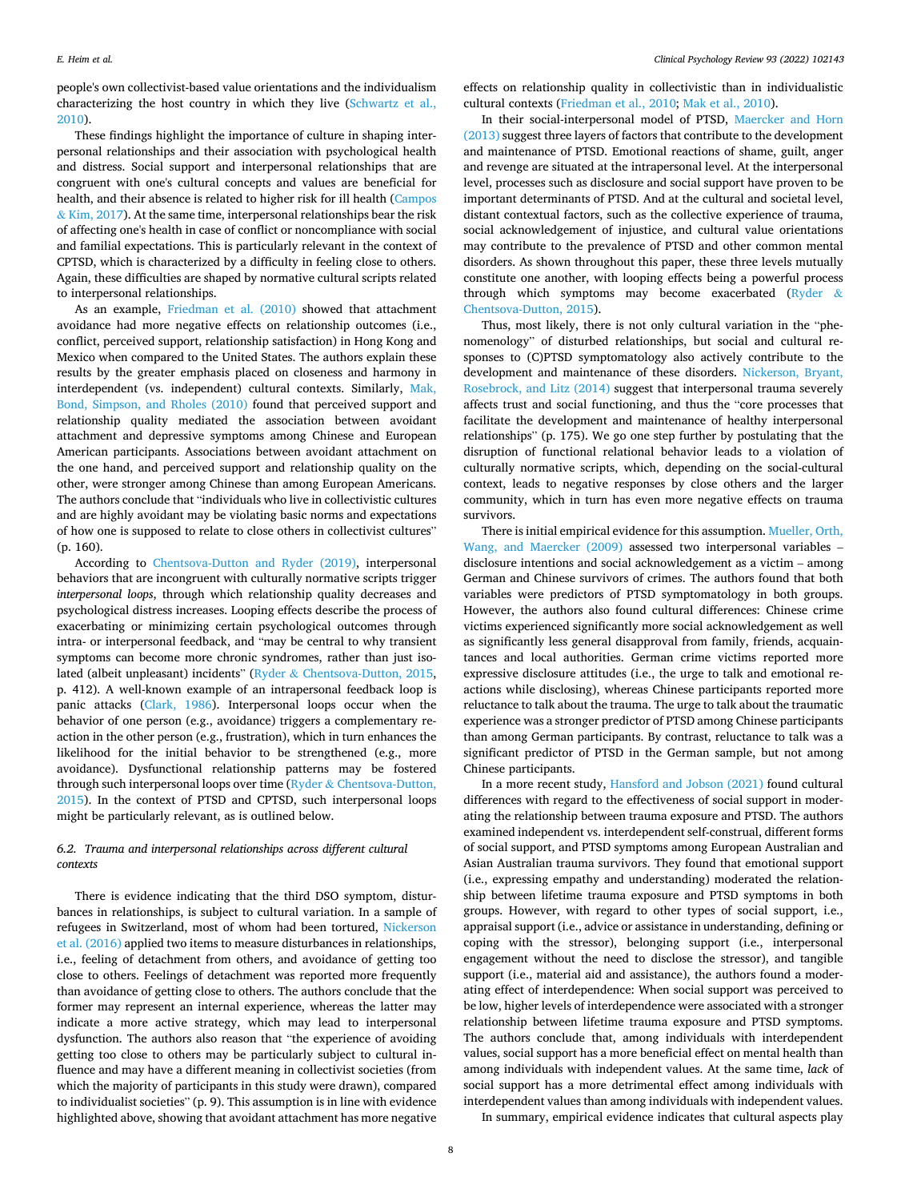people's own collectivist-based value orientations and the individualism characterizing the host country in which they live (Schwartz et al., 2010).

These findings highlight the importance of culture in shaping interpersonal relationships and their association with psychological health and distress. Social support and interpersonal relationships that are congruent with one's cultural concepts and values are beneficial for health, and their absence is related to higher risk for ill health (Campos & Kim, 2017). At the same time, interpersonal relationships bear the risk of affecting one's health in case of conflict or noncompliance with social and familial expectations. This is particularly relevant in the context of CPTSD, which is characterized by a difficulty in feeling close to others. Again, these difficulties are shaped by normative cultural scripts related to interpersonal relationships.

As an example, Friedman et al. (2010) showed that attachment avoidance had more negative effects on relationship outcomes (i.e., conflict, perceived support, relationship satisfaction) in Hong Kong and Mexico when compared to the United States. The authors explain these results by the greater emphasis placed on closeness and harmony in interdependent (vs. independent) cultural contexts. Similarly, Mak, Bond, Simpson, and Rholes (2010) found that perceived support and relationship quality mediated the association between avoidant attachment and depressive symptoms among Chinese and European American participants. Associations between avoidant attachment on the one hand, and perceived support and relationship quality on the other, were stronger among Chinese than among European Americans. The authors conclude that "individuals who live in collectivistic cultures and are highly avoidant may be violating basic norms and expectations of how one is supposed to relate to close others in collectivist cultures" (p. 160).

According to Chentsova-Dutton and Ryder (2019), interpersonal behaviors that are incongruent with culturally normative scripts trigger *interpersonal loops*, through which relationship quality decreases and psychological distress increases. Looping effects describe the process of exacerbating or minimizing certain psychological outcomes through intra- or interpersonal feedback, and "may be central to why transient symptoms can become more chronic syndromes, rather than just isolated (albeit unpleasant) incidents" (Ryder & Chentsova-Dutton, 2015, p. 412). A well-known example of an intrapersonal feedback loop is panic attacks (Clark, 1986). Interpersonal loops occur when the behavior of one person (e.g., avoidance) triggers a complementary reaction in the other person (e.g., frustration), which in turn enhances the likelihood for the initial behavior to be strengthened (e.g., more avoidance). Dysfunctional relationship patterns may be fostered through such interpersonal loops over time (Ryder & Chentsova-Dutton, 2015). In the context of PTSD and CPTSD, such interpersonal loops might be particularly relevant, as is outlined below.

### 6.2. Trauma and interpersonal relationships across different cultural contexts

There is evidence indicating that the third DSO symptom, disturbances in relationships, is subject to cultural variation. In a sample of refugees in Switzerland, most of whom had been tortured, Nickerson et al. (2016) applied two items to measure disturbances in relationships, i.e., feeling of detachment from others, and avoidance of getting too close to others. Feelings of detachment was reported more frequently than avoidance of getting close to others. The authors conclude that the former may represent an internal experience, whereas the latter may indicate a more active strategy, which may lead to interpersonal dysfunction. The authors also reason that "the experience of avoiding getting too close to others may be particularly subject to cultural influence and may have a different meaning in collectivist societies (from which the majority of participants in this study were drawn), compared to individualist societies" (p. 9). This assumption is in line with evidence highlighted above, showing that avoidant attachment has more negative effects on relationship quality in collectivistic than in individualistic cultural contexts (Friedman et al., 2010; Mak et al., 2010).

In their social-interpersonal model of PTSD, Maercker and Horn (2013) suggest three layers of factors that contribute to the development and maintenance of PTSD. Emotional reactions of shame, guilt, anger and revenge are situated at the intrapersonal level. At the interpersonal level, processes such as disclosure and social support have proven to be important determinants of PTSD. And at the cultural and societal level, distant contextual factors, such as the collective experience of trauma, social acknowledgement of injustice, and cultural value orientations may contribute to the prevalence of PTSD and other common mental disorders. As shown throughout this paper, these three levels mutually constitute one another, with looping effects being a powerful process through which symptoms may become exacerbated (Ryder & Chentsova-Dutton, 2015).

Thus, most likely, there is not only cultural variation in the "phenomenology" of disturbed relationships, but social and cultural responses to (C)PTSD symptomatology also actively contribute to the development and maintenance of these disorders. Nickerson, Bryant, Rosebrock, and Litz (2014) suggest that interpersonal trauma severely affects trust and social functioning, and thus the "core processes that facilitate the development and maintenance of healthy interpersonal relationships" (p. 175). We go one step further by postulating that the disruption of functional relational behavior leads to a violation of culturally normative scripts, which, depending on the social-cultural context, leads to negative responses by close others and the larger community, which in turn has even more negative effects on trauma survivors.

There is initial empirical evidence for this assumption. Mueller, Orth, Wang, and Maercker (2009) assessed two interpersonal variables – disclosure intentions and social acknowledgement as a victim – among German and Chinese survivors of crimes. The authors found that both variables were predictors of PTSD symptomatology in both groups. However, the authors also found cultural differences: Chinese crime victims experienced significantly more social acknowledgement as well as significantly less general disapproval from family, friends, acquaintances and local authorities. German crime victims reported more expressive disclosure attitudes (i.e., the urge to talk and emotional reactions while disclosing), whereas Chinese participants reported more reluctance to talk about the trauma. The urge to talk about the traumatic experience was a stronger predictor of PTSD among Chinese participants than among German participants. By contrast, reluctance to talk was a significant predictor of PTSD in the German sample, but not among Chinese participants.

In a more recent study, Hansford and Jobson (2021) found cultural differences with regard to the effectiveness of social support in moderating the relationship between trauma exposure and PTSD. The authors examined independent vs. interdependent self-construal, different forms of social support, and PTSD symptoms among European Australian and Asian Australian trauma survivors. They found that emotional support (i.e., expressing empathy and understanding) moderated the relationship between lifetime trauma exposure and PTSD symptoms in both groups. However, with regard to other types of social support, i.e., appraisal support (i.e., advice or assistance in understanding, defining or coping with the stressor), belonging support (i.e., interpersonal engagement without the need to disclose the stressor), and tangible support (i.e., material aid and assistance), the authors found a moderating effect of interdependence: When social support was perceived to be low, higher levels of interdependence were associated with a stronger relationship between lifetime trauma exposure and PTSD symptoms. The authors conclude that, among individuals with interdependent values, social support has a more beneficial effect on mental health than among individuals with independent values. At the same time, *lack* of social support has a more detrimental effect among individuals with interdependent values than among individuals with independent values.

In summary, empirical evidence indicates that cultural aspects play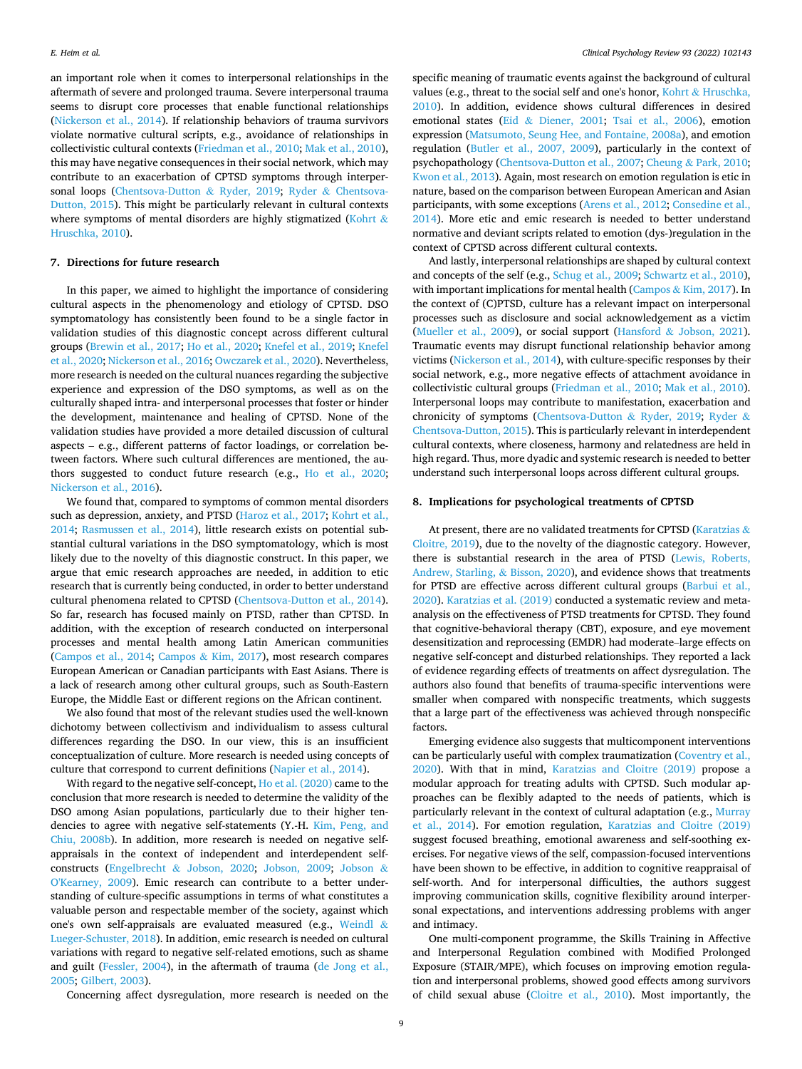an important role when it comes to interpersonal relationships in the aftermath of severe and prolonged trauma. Severe interpersonal trauma seems to disrupt core processes that enable functional relationships (Nickerson et al., 2014). If relationship behaviors of trauma survivors violate normative cultural scripts, e.g., avoidance of relationships in collectivistic cultural contexts (Friedman et al., 2010; Mak et al., 2010), this may have negative consequences in their social network, which may contribute to an exacerbation of CPTSD symptoms through interpersonal loops (Chentsova-Dutton & Ryder, 2019; Ryder & Chentsova-Dutton, 2015). This might be particularly relevant in cultural contexts where symptoms of mental disorders are highly stigmatized (Kohrt & Hruschka, 2010).

## 7. Directions for future research

In this paper, we aimed to highlight the importance of considering cultural aspects in the phenomenology and etiology of CPTSD. DSO symptomatology has consistently been found to be a single factor in validation studies of this diagnostic concept across different cultural groups (Brewin et al., 2017; Ho et al., 2020; Knefel et al., 2019; Knefel et al., 2020; Nickerson et al., 2016; Owczarek et al., 2020). Nevertheless, more research is needed on the cultural nuances regarding the subjective experience and expression of the DSO symptoms, as well as on the culturally shaped intra- and interpersonal processes that foster or hinder the development, maintenance and healing of CPTSD. None of the validation studies have provided a more detailed discussion of cultural aspects – e.g., different patterns of factor loadings, or correlation between factors. Where such cultural differences are mentioned, the authors suggested to conduct future research (e.g., Ho et al., 2020; Nickerson et al., 2016).

We found that, compared to symptoms of common mental disorders such as depression, anxiety, and PTSD (Haroz et al., 2017; Kohrt et al., 2014; Rasmussen et al., 2014), little research exists on potential substantial cultural variations in the DSO symptomatology, which is most likely due to the novelty of this diagnostic construct. In this paper, we argue that emic research approaches are needed, in addition to etic research that is currently being conducted, in order to better understand cultural phenomena related to CPTSD (Chentsova-Dutton et al., 2014). So far, research has focused mainly on PTSD, rather than CPTSD. In addition, with the exception of research conducted on interpersonal processes and mental health among Latin American communities (Campos et al., 2014; Campos & Kim, 2017), most research compares European American or Canadian participants with East Asians. There is a lack of research among other cultural groups, such as South-Eastern Europe, the Middle East or different regions on the African continent.

We also found that most of the relevant studies used the well-known dichotomy between collectivism and individualism to assess cultural differences regarding the DSO. In our view, this is an insufficient conceptualization of culture. More research is needed using concepts of culture that correspond to current definitions (Napier et al., 2014).

With regard to the negative self-concept, Ho et al. (2020) came to the conclusion that more research is needed to determine the validity of the DSO among Asian populations, particularly due to their higher tendencies to agree with negative self-statements (Y.-H. Kim, Peng, and Chiu, 2008b). In addition, more research is needed on negative self-appraisals in the context of independent and interdependent self-constructs (Engelbrecht & Jobson, 2020; Jobson, 2009; Jobson & O'Kearney, 2009). Emic research can contribute to a better understanding of culture-specific assumptions in terms of what constitutes a valuable person and respectable member of the society, against which one's own self-appraisals are evaluated measured (e.g., Weindl & Lueger-Schuster, 2018). In addition, emic research is needed on cultural variations with regard to negative self-related emotions, such as shame and guilt (Fessler, 2004), in the aftermath of trauma (de Jong et al., 2005; Gilbert, 2003).

Concerning affect dysregulation, more research is needed on the specific meaning of traumatic events against the background of cultural values (e.g., threat to the social self and one's honor, Kohrt & Hruschka, 2010). In addition, evidence shows cultural differences in desired emotional states (Eid & Diener, 2001; Tsai et al., 2006), emotion expression (Matsumoto, Seung Hee, and Fontaine, 2008a), and emotion regulation (Butler et al., 2007, 2009), particularly in the context of psychopathology (Chentsova-Dutton et al., 2007; Cheung & Park, 2010; Kwon et al., 2013). Again, most research on emotion regulation is etic in nature, based on the comparison between European American and Asian participants, with some exceptions (Arens et al., 2012; Consedine et al., 2014). More etic and emic research is needed to better understand normative and deviant scripts related to emotion (dys-)regulation in the context of CPTSD across different cultural contexts.

And lastly, interpersonal relationships are shaped by cultural context and concepts of the self (e.g., Schug et al., 2009; Schwartz et al., 2010), with important implications for mental health (Campos & Kim, 2017). In the context of (C)PTSD, culture has a relevant impact on interpersonal processes such as disclosure and social acknowledgement as a victim (Mueller et al., 2009), or social support (Hansford & Jobson, 2021). Traumatic events may disrupt functional relationship behavior among victims (Nickerson et al., 2014), with culture-specific responses by their social network, e.g., more negative effects of attachment avoidance in collectivistic cultural groups (Friedman et al., 2010; Mak et al., 2010). Interpersonal loops may contribute to manifestation, exacerbation and chronicity of symptoms (Chentsova-Dutton & Ryder, 2019; Ryder & Chentsova-Dutton, 2015). This is particularly relevant in interdependent cultural contexts, where closeness, harmony and relatedness are held in high regard. Thus, more dyadic and systemic research is needed to better understand such interpersonal loops across different cultural groups.

## 8. Implications for psychological treatments of CPTSD

At present, there are no validated treatments for CPTSD (Karatzias & Cloitre, 2019), due to the novelty of the diagnostic category. However, there is substantial research in the area of PTSD (Lewis, Roberts, Andrew, Starling, & Bisson, 2020), and evidence shows that treatments for PTSD are effective across different cultural groups (Barbui et al., 2020). Karatzias et al. (2019) conducted a systematic review and meta-analysis on the effectiveness of PTSD treatments for CPTSD. They found that cognitive-behavioral therapy (CBT), exposure, and eye movement desensitization and reprocessing (EMDR) had moderate–large effects on negative self-concept and disturbed relationships. They reported a lack of evidence regarding effects of treatments on affect dysregulation. The authors also found that benefits of trauma-specific interventions were smaller when compared with nonspecific treatments, which suggests that a large part of the effectiveness was achieved through nonspecific factors.

Emerging evidence also suggests that multicomponent interventions can be particularly useful with complex traumatization (Coventry et al., 2020). With that in mind, Karatzias and Cloitre (2019) propose a modular approach for treating adults with CPTSD. Such modular approaches can be flexibly adapted to the needs of patients, which is particularly relevant in the context of cultural adaptation (e.g., Murray et al., 2014). For emotion regulation, Karatzias and Cloitre (2019) suggest focused breathing, emotional awareness and self-soothing exercises. For negative views of the self, compassion-focused interventions have been shown to be effective, in addition to cognitive reappraisal of self-worth. And for interpersonal difficulties, the authors suggest improving communication skills, cognitive flexibility around interpersonal expectations, and interventions addressing problems with anger and intimacy.

One multi-component programme, the Skills Training in Affective and Interpersonal Regulation combined with Modified Prolonged Exposure (STAIR/MPE), which focuses on improving emotion regulation and interpersonal problems, showed good effects among survivors of child sexual abuse (Cloitre et al., 2010). Most importantly, the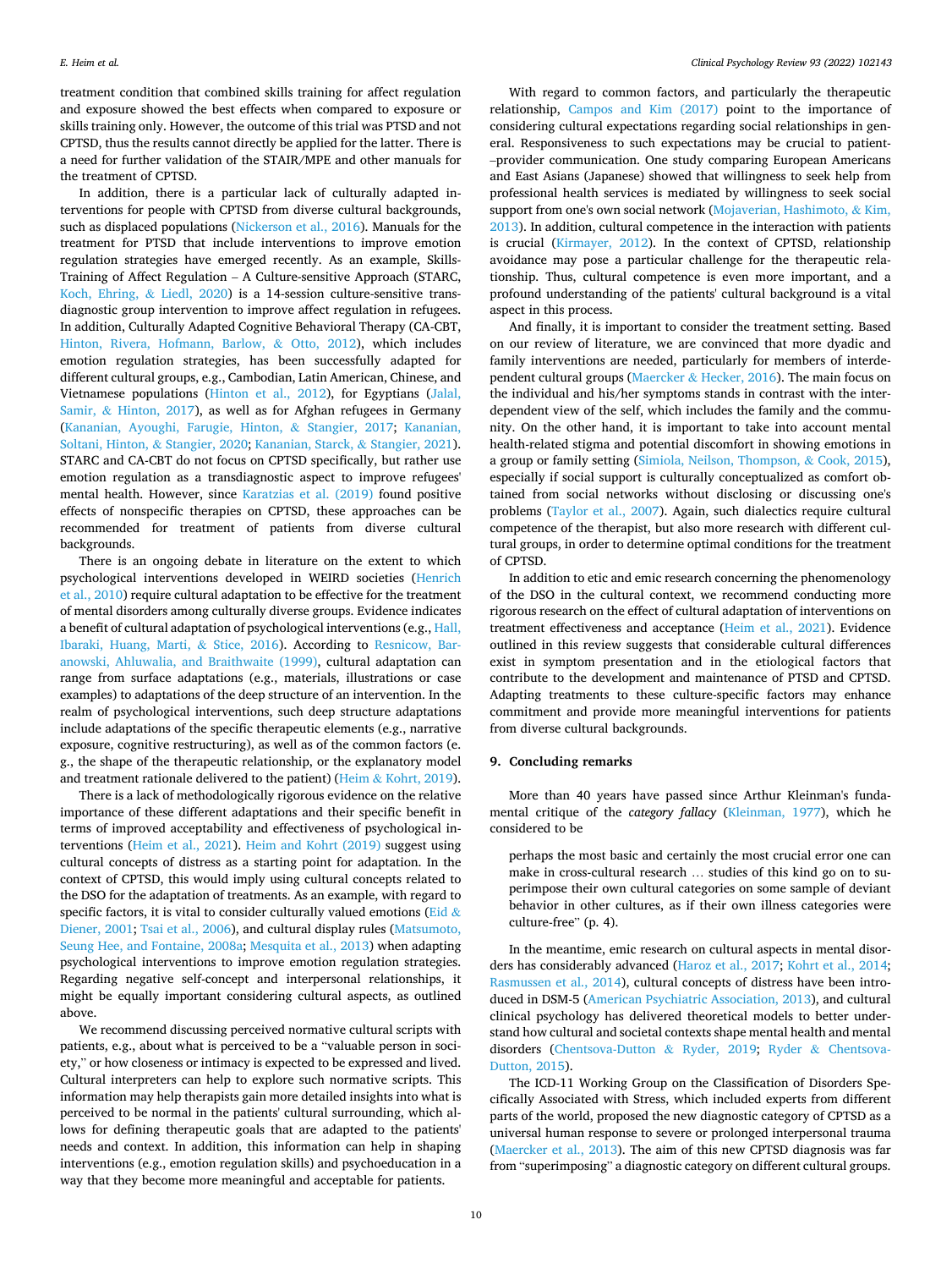treatment condition that combined skills training for affect regulation and exposure showed the best effects when compared to exposure or skills training only. However, the outcome of this trial was PTSD and not CPTSD, thus the results cannot directly be applied for the latter. There is a need for further validation of the STAIR/MPE and other manuals for the treatment of CPTSD.

In addition, there is a particular lack of culturally adapted interventions for people with CPTSD from diverse cultural backgrounds, such as displaced populations (Nickerson et al., 2016). Manuals for the treatment for PTSD that include interventions to improve emotion regulation strategies have emerged recently. As an example, Skills-Training of Affect Regulation – A Culture-sensitive Approach (STARC, Koch, Ehring, & Liedl, 2020) is a 14-session culture-sensitive transdiagnostic group intervention to improve affect regulation in refugees. In addition, Culturally Adapted Cognitive Behavioral Therapy (CA-CBT, Hinton, Rivera, Hofmann, Barlow, & Otto, 2012), which includes emotion regulation strategies, has been successfully adapted for different cultural groups, e.g., Cambodian, Latin American, Chinese, and Vietnamese populations (Hinton et al., 2012), for Egyptians (Jalal, Samir, & Hinton, 2017), as well as for Afghan refugees in Germany (Kananian, Ayoughi, Farugie, Hinton, & Stangier, 2017; Kananian, Soltani, Hinton, & Stangier, 2020; Kananian, Starck, & Stangier, 2021). STARC and CA-CBT do not focus on CPTSD specifically, but rather use emotion regulation as a transdiagnostic aspect to improve refugees' mental health. However, since Karatzias et al. (2019) found positive effects of nonspecific therapies on CPTSD, these approaches can be recommended for treatment of patients from diverse cultural backgrounds.

There is an ongoing debate in literature on the extent to which psychological interventions developed in WEIRD societies (Henrich et al., 2010) require cultural adaptation to be effective for the treatment of mental disorders among culturally diverse groups. Evidence indicates a benefit of cultural adaptation of psychological interventions (e.g., Hall, Ibaraki, Huang, Marti, & Stice, 2016). According to Resnicow, Baranowski, Ahluwalia, and Braithwaite (1999), cultural adaptation can range from surface adaptations (e.g., materials, illustrations or case examples) to adaptations of the deep structure of an intervention. In the realm of psychological interventions, such deep structure adaptations include adaptations of the specific therapeutic elements (e.g., narrative exposure, cognitive restructuring), as well as of the common factors (e.g., the shape of the therapeutic relationship, or the explanatory model and treatment rationale delivered to the patient) (Heim & Kohrt, 2019).

There is a lack of methodologically rigorous evidence on the relative importance of these different adaptations and their specific benefit in terms of improved acceptability and effectiveness of psychological interventions (Heim et al., 2021). Heim and Kohrt (2019) suggest using cultural concepts of distress as a starting point for adaptation. In the context of CPTSD, this would imply using cultural concepts related to the DSO for the adaptation of treatments. As an example, with regard to specific factors, it is vital to consider culturally valued emotions (Eid & Diener, 2001; Tsai et al., 2006), and cultural display rules (Matsumoto, Seung Hee, and Fontaine, 2008a; Mesquita et al., 2013) when adapting psychological interventions to improve emotion regulation strategies. Regarding negative self-concept and interpersonal relationships, it might be equally important considering cultural aspects, as outlined above.

We recommend discussing perceived normative cultural scripts with patients, e.g., about what is perceived to be a "valuable person in society," or how closeness or intimacy is expected to be expressed and lived. Cultural interpreters can help to explore such normative scripts. This information may help therapists gain more detailed insights into what is perceived to be normal in the patients' cultural surrounding, which allows for defining therapeutic goals that are adapted to the patients' needs and context. In addition, this information can help in shaping interventions (e.g., emotion regulation skills) and psychoeducation in a way that they become more meaningful and acceptable for patients.

With regard to common factors, and particularly the therapeutic relationship, Campos and Kim (2017) point to the importance of considering cultural expectations regarding social relationships in general. Responsiveness to such expectations may be crucial to patient–provider communication. One study comparing European Americans and East Asians (Japanese) showed that willingness to seek help from professional health services is mediated by willingness to seek social support from one's own social network (Mojaverian, Hashimoto, & Kim, 2013). In addition, cultural competence in the interaction with patients is crucial (Kirmayer, 2012). In the context of CPTSD, relationship avoidance may pose a particular challenge for the therapeutic relationship. Thus, cultural competence is even more important, and a profound understanding of the patients' cultural background is a vital aspect in this process.

And finally, it is important to consider the treatment setting. Based on our review of literature, we are convinced that more dyadic and family interventions are needed, particularly for members of interdependent cultural groups (Maercker & Hecker, 2016). The main focus on the individual and his/her symptoms stands in contrast with the interdependent view of the self, which includes the family and the community. On the other hand, it is important to take into account mental health-related stigma and potential discomfort in showing emotions in a group or family setting (Simiola, Neilson, Thompson, & Cook, 2015), especially if social support is culturally conceptualized as comfort obtained from social networks without disclosing or discussing one's problems (Taylor et al., 2007). Again, such dialectics require cultural competence of the therapist, but also more research with different cultural groups, in order to determine optimal conditions for the treatment of CPTSD.

In addition to etic and emic research concerning the phenomenology of the DSO in the cultural context, we recommend conducting more rigorous research on the effect of cultural adaptation of interventions on treatment effectiveness and acceptance (Heim et al., 2021). Evidence outlined in this review suggests that considerable cultural differences exist in symptom presentation and in the etiological factors that contribute to the development and maintenance of PTSD and CPTSD. Adapting treatments to these culture-specific factors may enhance commitment and provide more meaningful interventions for patients from diverse cultural backgrounds.

## 9. Concluding remarks

More than 40 years have passed since Arthur Kleinman's fundamental critique of the *category fallacy* (Kleinman, 1977), which he considered to be

> perhaps the most basic and certainly the most crucial error one can make in cross-cultural research … studies of this kind go on to superimpose their own cultural categories on some sample of deviant behavior in other cultures, as if their own illness categories were culture-free" (p. 4).

In the meantime, emic research on cultural aspects in mental disorders has considerably advanced (Haroz et al., 2017; Kohrt et al., 2014; Rasmussen et al., 2014), cultural concepts of distress have been introduced in DSM-5 (American Psychiatric Association, 2013), and cultural clinical psychology has delivered theoretical models to better understand how cultural and societal contexts shape mental health and mental disorders (Chentsova-Dutton & Ryder, 2019; Ryder & Chentsova-Dutton, 2015).

The ICD-11 Working Group on the Classification of Disorders Specifically Associated with Stress, which included experts from different parts of the world, proposed the new diagnostic category of CPTSD as a universal human response to severe or prolonged interpersonal trauma (Maercker et al., 2013). The aim of this new CPTSD diagnosis was far from "superimposing" a diagnostic category on different cultural groups.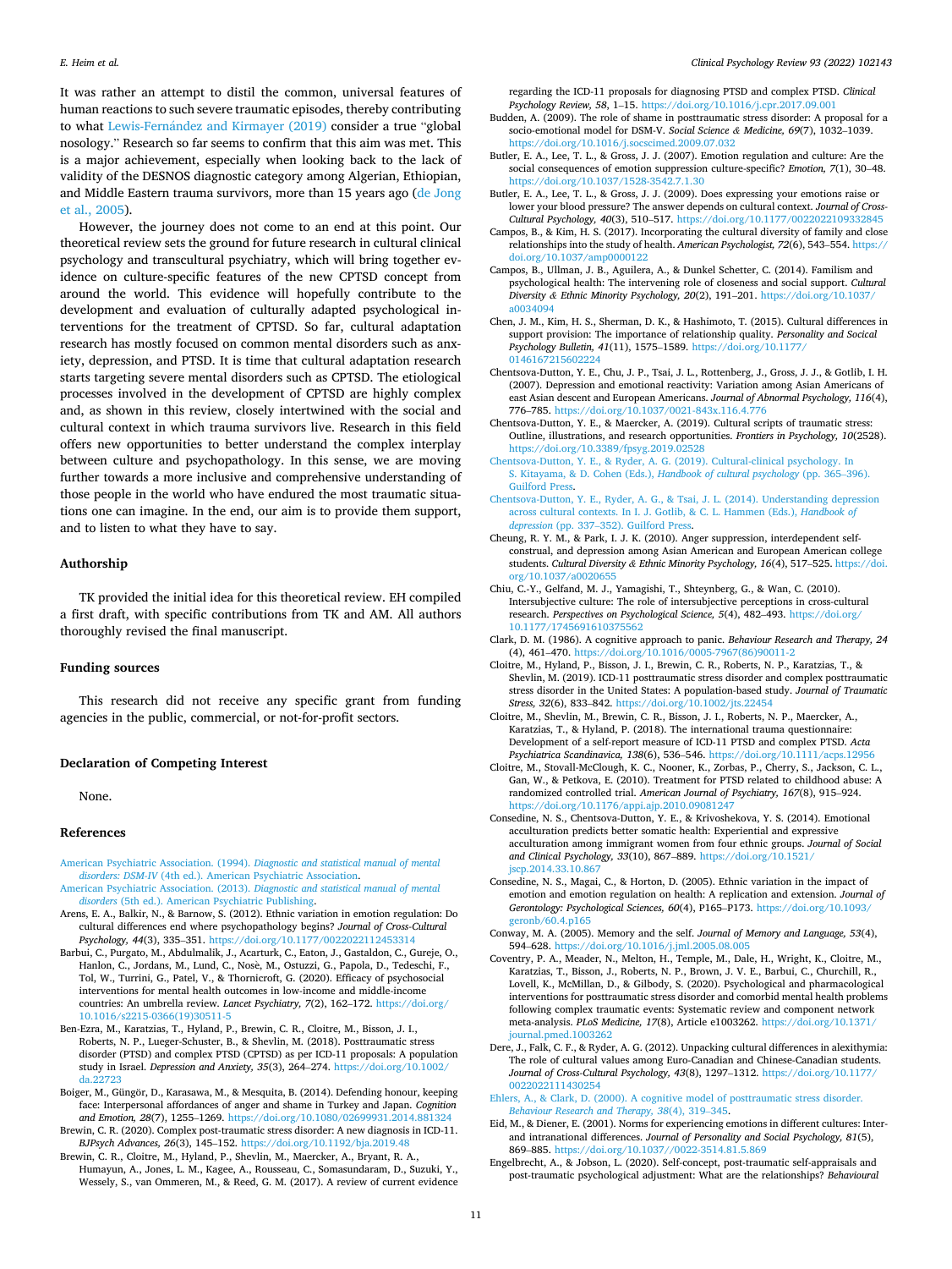It was rather an attempt to distil the common, universal features of human reactions to such severe traumatic episodes, thereby contributing to what Lewis-Fernández and Kirmayer (2019) consider a true "global nosology." Research so far seems to confirm that this aim was met. This is a major achievement, especially when looking back to the lack of validity of the DESNOS diagnostic category among Algerian, Ethiopian, and Middle Eastern trauma survivors, more than 15 years ago (de Jong et al., 2005).

However, the journey does not come to an end at this point. Our theoretical review sets the ground for future research in cultural clinical psychology and transcultural psychiatry, which will bring together evidence on culture-specific features of the new CPTSD concept from around the world. This evidence will hopefully contribute to the development and evaluation of culturally adapted psychological interventions for the treatment of CPTSD. So far, cultural adaptation research has mostly focused on common mental disorders such as anxiety, depression, and PTSD. It is time that cultural adaptation research starts targeting severe mental disorders such as CPTSD. The etiological processes involved in the development of CPTSD are highly complex and, as shown in this review, closely intertwined with the social and cultural context in which trauma survivors live. Research in this field offers new opportunities to better understand the complex interplay between culture and psychopathology. In this sense, we are moving further towards a more inclusive and comprehensive understanding of those people in the world who have endured the most traumatic situations one can imagine. In the end, our aim is to provide them support, and to listen to what they have to say.

## Authorship

TK provided the initial idea for this theoretical review. EH compiled a first draft, with specific contributions from TK and AM. All authors thoroughly revised the final manuscript.

## Funding sources

This research did not receive any specific grant from funding agencies in the public, commercial, or not-for-profit sectors.

## Declaration of Competing Interest

None.

## References

American Psychiatric Association. (1994). *Diagnostic and statistical manual of mental disorders: DSM-IV* (4th ed.). American Psychiatric Association.

American Psychiatric Association. (2013). *Diagnostic and statistical manual of mental disorders* (5th ed.). American Psychiatric Publishing.

Arens, E. A., Balkir, N., & Barnow, S. (2012). Ethnic variation in emotion regulation: Do cultural differences end where psychopathology begins? *Journal of Cross-Cultural Psychology, 44*(3), 335–351. https://doi.org/10.1177/0022022112453314

Barbui, C., Purgato, M., Abdulmalik, J., Acarturk, C., Eaton, J., Gastaldon, C., Gureje, O., Hanlon, C., Jordans, M., Lund, C., Nosè, M., Ostuzzi, G., Papola, D., Tedeschi, F., Tol, W., Turrini, G., Patel, V., & Thornicroft, G. (2020). Efficacy of psychosocial interventions for mental health outcomes in low-income and middle-income countries: An umbrella review. *Lancet Psychiatry, 7*(2), 162–172. https://doi.org/10.1016/s2215-0366(19)30511-5

Ben-Ezra, M., Karatzias, T., Hyland, P., Brewin, C. R., Cloitre, M., Bisson, J. I., Roberts, N. P., Lueger-Schuster, B., & Shevlin, M. (2018). Posttraumatic stress disorder (PTSD) and complex PTSD (CPTSD) as per ICD-11 proposals: A population study in Israel. *Depression and Anxiety, 35*(3), 264–274. https://doi.org/10.1002/da.22723

Boiger, M., Güngör, D., Karasawa, M., & Mesquita, B. (2014). Defending honour, keeping face: Interpersonal affordances of anger and shame in Turkey and Japan. *Cognition and Emotion, 28*(7), 1255–1269. https://doi.org/10.1080/02699931.2014.881324

Brewin, C. R. (2020). Complex post-traumatic stress disorder: A new diagnosis in ICD-11. *BJPsych Advances, 26*(3), 145–152. https://doi.org/10.1192/bja.2019.48

Brewin, C. R., Cloitre, M., Hyland, P., Shevlin, M., Maercker, A., Bryant, R. A., Humayun, A., Jones, L. M., Kagee, A., Rousseau, C., Somasundaram, D., Suzuki, Y., Wessely, S., van Ommeren, M., & Reed, G. M. (2017). A review of current evidence regarding the ICD-11 proposals for diagnosing PTSD and complex PTSD. *Clinical Psychology Review, 58*, 1–15. https://doi.org/10.1016/j.cpr.2017.09.001

Budden, A. (2009). The role of shame in posttraumatic stress disorder: A proposal for a socio-emotional model for DSM-V. *Social Science & Medicine, 69*(7), 1032–1039. https://doi.org/10.1016/j.socscimed.2009.07.032

Butler, E. A., Lee, T. L., & Gross, J. J. (2007). Emotion regulation and culture: Are the social consequences of emotion suppression culture-specific? *Emotion, 7*(1), 30–48. https://doi.org/10.1037/1528-3542.7.1.30

Butler, E. A., Lee, T. L., & Gross, J. J. (2009). Does expressing your emotions raise or lower your blood pressure? The answer depends on cultural context. *Journal of Cross-Cultural Psychology, 40*(3), 510–517. https://doi.org/10.1177/0022022109332845

Campos, B., & Kim, H. S. (2017). Incorporating the cultural diversity of family and close relationships into the study of health. *American Psychologist, 72*(6), 543–554. https://doi.org/10.1037/amp0000122

Campos, B., Ullman, J. B., Aguilera, A., & Dunkel Schetter, C. (2014). Familism and psychological health: The intervening role of closeness and social support. *Cultural Diversity & Ethnic Minority Psychology, 20*(2), 191–201. https://doi.org/10.1037/a0034094

Chen, J. M., Kim, H. S., Sherman, D. K., & Hashimoto, T. (2015). Cultural differences in support provision: The importance of relationship quality. *Personality and Social Psychology Bulletin, 41*(11), 1575–1589. https://doi.org/10.1177/0146167215602224

Chentsova-Dutton, Y. E., Chu, J. P., Tsai, J. L., Rottenberg, J., Gross, J. J., & Gotlib, I. H. (2007). Depression and emotional reactivity: Variation among Asian Americans of east Asian descent and European Americans. *Journal of Abnormal Psychology, 116*(4), 776–785. https://doi.org/10.1037/0021-843x.116.4.776

Chentsova-Dutton, Y. E., & Maercker, A. (2019). Cultural scripts of traumatic stress: Outline, illustrations, and research opportunities. *Frontiers in Psychology, 10*(2528). https://doi.org/10.3389/fpsyg.2019.02528

Chentsova-Dutton, Y. E., & Ryder, A. G. (2019). Cultural-clinical psychology. In S. Kitayama, & D. Cohen (Eds.), *Handbook of cultural psychology* (pp. 365–396). Guilford Press.

Chentsova-Dutton, Y. E., Ryder, A. G., & Tsai, J. L. (2014). Understanding depression across cultural contexts. In I. J. Gotlib, & C. L. Hammen (Eds.), *Handbook of depression* (pp. 337–352). Guilford Press.

Cheung, R. Y. M., & Park, I. J. K. (2010). Anger suppression, interdependent self-construal, and depression among Asian American and European American college students. *Cultural Diversity & Ethnic Minority Psychology, 16*(4), 517–525. https://doi.org/10.1037/a0020655

Chiu, C.-Y., Gelfand, M. J., Yamagishi, T., Shteynberg, G., & Wan, C. (2010). Intersubjective culture: The role of intersubjective perceptions in cross-cultural research. *Perspectives on Psychological Science, 5*(4), 482–493. https://doi.org/10.1177/1745691610375562

Clark, D. M. (1986). A cognitive approach to panic. *Behaviour Research and Therapy, 24*(4), 461–470. https://doi.org/10.1016/0005-7967(86)90011-2

Cloitre, M., Hyland, P., Bisson, J. I., Brewin, C. R., Roberts, N. P., Karatzias, T., & Shevlin, M. (2019). ICD-11 posttraumatic stress disorder and complex posttraumatic stress disorder in the United States: A population-based study. *Journal of Traumatic Stress, 32*(6), 833–842. https://doi.org/10.1002/jts.22454

Cloitre, M., Shevlin, M., Brewin, C. R., Bisson, J. I., Roberts, N. P., Maercker, A., Karatzias, T., & Hyland, P. (2018). The international trauma questionnaire: Development of a self-report measure of ICD-11 PTSD and complex PTSD. *Acta Psychiatrica Scandinavica, 138*(6), 536–546. https://doi.org/10.1111/acps.12956

Cloitre, M., Stovall-McClough, K. C., Nooner, K., Zorbas, P., Cherry, S., Jackson, C. L., Gan, W., & Petkova, E. (2010). Treatment for PTSD related to childhood abuse: A randomized controlled trial. *American Journal of Psychiatry, 167*(8), 915–924. https://doi.org/10.1176/appi.ajp.2010.09081247

Consedine, N. S., Chentsova-Dutton, Y. E., & Krivoshekova, Y. S. (2014). Emotional acculturation predicts better somatic health: Experiential and expressive acculturation among immigrant women from four ethnic groups. *Journal of Social and Clinical Psychology, 33*(10), 867–889. https://doi.org/10.1521/jscp.2014.33.10.867

Consedine, N. S., Magai, C., & Horton, D. (2005). Ethnic variation in the impact of emotion and emotion regulation on health: A replication and extension. *Journal of Gerontology: Psychological Sciences, 60*(4), P165–P173. https://doi.org/10.1093/geronb/60.4.p165

Conway, M. A. (2005). Memory and the self. *Journal of Memory and Language, 53*(4), 594–628. https://doi.org/10.1016/j.jml.2005.08.005

Coventry, P. A., Meader, N., Melton, H., Temple, M., Dale, H., Wright, K., Cloitre, M., Karatzias, T., Bisson, J., Roberts, N. P., Brown, J. V. E., Barbui, C., Churchill, R., Lovell, K., McMillan, D., & Gilbody, S. (2020). Psychological and pharmacological interventions for posttraumatic stress disorder and comorbid mental health problems following complex traumatic events: Systematic review and component network meta-analysis. *PLoS Medicine, 17*(8), Article e1003262. https://doi.org/10.1371/journal.pmed.1003262

Dere, J., Falk, C. F., & Ryder, A. G. (2012). Unpacking cultural differences in alexithymia: The role of cultural values among Euro-Canadian and Chinese-Canadian students. *Journal of Cross-Cultural Psychology, 43*(8), 1297–1312. https://doi.org/10.1177/0022022111430254

Ehlers, A., & Clark, D. (2000). A cognitive model of posttraumatic stress disorder. *Behaviour Research and Therapy, 38*(4), 319–345.

Eid, M., & Diener, E. (2001). Norms for experiencing emotions in different cultures: Inter- and intranational differences. *Journal of Personality and Social Psychology, 81*(5), 869–885. https://doi.org/10.1037//0022-3514.81.5.869

Engelbrecht, A., & Jobson, L. (2020). Self-concept, post-traumatic self-appraisals and post-traumatic psychological adjustment: What are the relationships? *Behavioural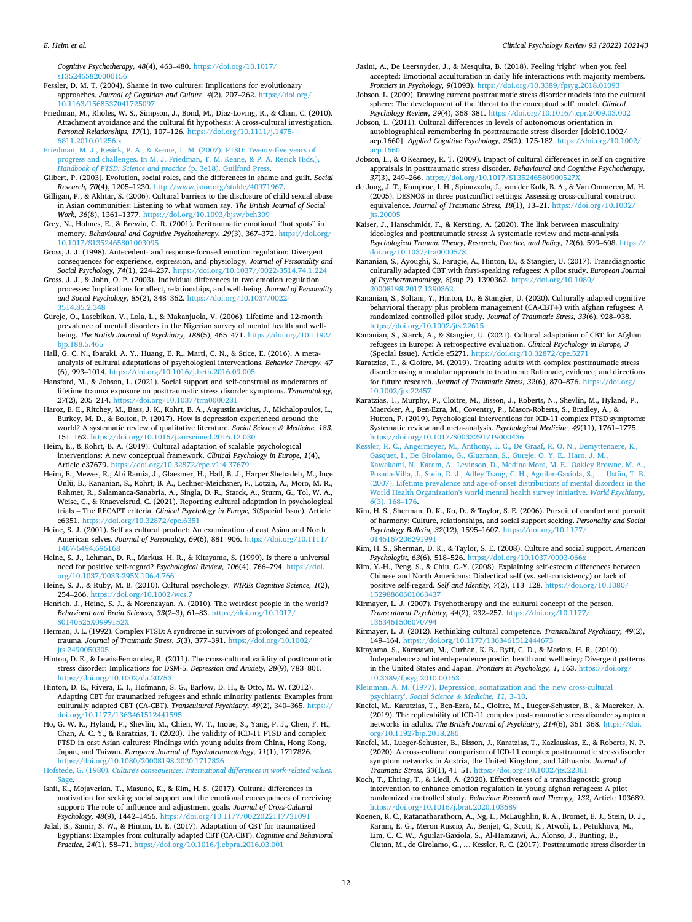Cognitive Psychotherapy, 48(4), 463–480. https://doi.org/10.1017/s1352465820000156

Fessler, D. M. T. (2004). Shame in two cultures: Implications for evolutionary approaches. *Journal of Cognition and Culture, 4*(2), 207–262. https://doi.org/10.1163/1568537041725097

Friedman, M., Rholes, W. S., Simpson, J., Bond, M., Diaz-Loving, R., & Chan, C. (2010). Attachment avoidance and the cultural fit hypothesis: A cross-cultural investigation. *Personal Relationships, 17*(1), 107–126. https://doi.org/10.1111/j.1475-6811.2010.01256.x

Friedman, M. J., Resick, P. A., & Keane, T. M. (2007). PTSD: Twenty-five years of progress and challenges. In M. J. Friedman, T. M. Keane, & P. A. Resick (Eds.), *Handbook of PTSD: Science and practice* (p. 3e18). Guilford Press.

Gilbert, P. (2003). Evolution, social roles, and the differences in shame and guilt. *Social Research, 70*(4), 1205–1230. http://www.jstor.org/stable/40971967.

Gilligan, P., & Akhtar, S. (2006). Cultural barriers to the disclosure of child sexual abuse in Asian communities: Listening to what women say. *The British Journal of Social Work, 36*(8), 1361–1377. https://doi.org/10.1093/bjsw/bch309

Grey, N., Holmes, E., & Brewin, C. R. (2001). Peritraumatic emotional "hot spots" in memory. *Behavioural and Cognitive Psychotherapy, 29*(3), 367–372. https://doi.org/10.1017/S1352465801003095

Gross, J. J. (1998). Antecedent- and response-focused emotion regulation: Divergent consequences for experience, expression, and physiology. *Journal of Personality and Social Psychology, 74*(1), 224–237. https://doi.org/10.1037//0022-3514.74.1.224

Gross, J. J., & John, O. P. (2003). Individual differences in two emotion regulation processes: Implications for affect, relationships, and well-being. *Journal of Personality and Social Psychology, 85*(2), 348–362. https://doi.org/10.1037/0022-3514.85.2.348

Gureje, O., Lasebikan, V., Lola, L., & Makanjuola, V. (2006). Lifetime and 12-month prevalence of mental disorders in the Nigerian survey of mental health and well-being. *The British Journal of Psychiatry, 188*(5), 465–471. https://doi.org/10.1192/bjp.188.5.465

Hall, G. C. N., Ibaraki, A. Y., Huang, E. R., Marti, C. N., & Stice, E. (2016). A meta-analysis of cultural adaptations of psychological interventions. *Behavior Therapy, 47*(6), 993–1014. https://doi.org/10.1016/j.beth.2016.09.005

Hansford, M., & Jobson, L. (2021). Social support and self-construal as moderators of lifetime trauma exposure on posttraumatic stress disorder symptoms. *Traumatology, 27*(2), 205–214. https://doi.org/10.1037/trm0000281

Haroz, E. E., Ritchey, M., Bass, J. K., Kohrt, B. A., Augustinavicius, J., Michalopoulos, L., Burkey, M. D., & Bolton, P. (2017). How is depression experienced around the world? A systematic review of qualitative literature. *Social Science & Medicine, 183*, 151–162. https://doi.org/10.1016/j.socscimed.2016.12.030

Heim, E., & Kohrt, B. A. (2019). Cultural adaptation of scalable psychological interventions: A new conceptual framework. *Clinical Psychology in Europe, 1*(4), Article e37679. https://doi.org/10.32872/cpe.v1i4.37679

Heim, E., Mewes, R., Abi Ramia, J., Glaesmer, H., Hall, B. J., Harper Shehadeh, M., Ünlü, B., Kananian, S., Kohrt, B. A., Lechner-Meichsner, F., Lotzin, A., Moro, M. R., Rahmet, R., Salamanca-Sanabria, A., Singla, D. R., Starck, A., Sturm, G., Tol, W. A., Weise, C., & Knaevelsrud, C. (2021). Reporting cultural adaptation in psychological trials – The RECAPT criteria. *Clinical Psychology in Europe, 3*(Special Issue), Article e6351. https://doi.org/10.32872/cpe.6351

Heine, S. J. (2001). Self as cultural product: An examination of east Asian and North American selves. *Journal of Personality, 69*(6), 881–906. https://doi.org/10.1111/1467-6494.696168

Heine, S. J., Lehman, D. R., Markus, H. R., & Kitayama, S. (1999). Is there a universal need for positive self-regard? *Psychological Review, 106*(4), 766–794. https://doi.org/10.1037/0033-295X.106.4.766

Heine, S. J., & Ruby, M. B. (2010). Cultural psychology. *WIREs Cognitive Science, 1*(2), 254–266. https://doi.org/10.1002/wcs.7

Henrich, J., Heine, S. J., & Norenzayan, A. (2010). The weirdest people in the world? *Behavioral and Brain Sciences, 33*(2–3), 61–83. https://doi.org/10.1017/S0140525X0999152X

Herman, J. L. (1992). Complex PTSD: A syndrome in survivors of prolonged and repeated trauma. *Journal of Traumatic Stress, 5*(3), 377–391. https://doi.org/10.1002/jts.2490050305

Hinton, D. E., & Lewis-Fernandez, R. (2011). The cross-cultural validity of posttraumatic stress disorder: Implications for DSM-5. *Depression and Anxiety, 28*(9), 783–801. https://doi.org/10.1002/da.20753

Hinton, D. E., Rivera, E. I., Hofmann, S. G., Barlow, D. H., & Otto, M. W. (2012). Adapting CBT for traumatized refugees and ethnic minority patients: Examples from culturally adapted CBT (CA-CBT). *Transcultural Psychiatry, 49*(2), 340–365. https://doi.org/10.1177/1363461512441595

Ho, G. W. K., Hyland, P., Shevlin, M., Chien, W. T., Inoue, S., Yang, P. J., Chen, F. H., Chan, A. C. Y., & Karatzias, T. (2020). The validity of ICD-11 PTSD and complex PTSD in east Asian cultures: Findings with young adults from China, Hong Kong, Japan, and Taiwan. *European Journal of Psychotraumatology, 11*(1), 1717826. https://doi.org/10.1080/20008198.2020.1717826

Hofstede, G. (1980). *Culture's consequences: International differences in work-related values*. Sage.

Ishii, K., Mojaverian, T., Masuno, K., & Kim, H. S. (2017). Cultural differences in motivation for seeking social support and the emotional consequences of receiving support: The role of influence and adjustment goals. *Journal of Cross-Cultural Psychology, 48*(9), 1442–1456. https://doi.org/10.1177/0022022117731091

Jalal, B., Samir, S. W., & Hinton, D. E. (2017). Adaptation of CBT for traumatized Egyptians: Examples from culturally adapted CBT (CA-CBT). *Cognitive and Behavioral Practice, 24*(1), 58–71. https://doi.org/10.1016/j.cbpra.2016.03.001

Jasini, A., De Leersnyder, J., & Mesquita, B. (2018). Feeling 'right' when you feel accepted: Emotional acculturation in daily life interactions with majority members. *Frontiers in Psychology, 9*(1093). https://doi.org/10.3389/fpsyg.2018.01093

Jobson, L. (2009). Drawing current posttraumatic stress disorder models into the cultural sphere: The development of the 'threat to the conceptual self' model. *Clinical Psychology Review, 29*(4), 368–381. https://doi.org/10.1016/j.cpr.2009.03.002

Jobson, L. (2011). Cultural differences in levels of autonomous orientation in autobiographical remembering in posttraumatic stress disorder [doi:10.1002/acp.1660]. *Applied Cognitive Psychology, 25*(2), 175-182. https://doi.org/10.1002/acp.1660

Jobson, L., & O'Kearney, R. T. (2009). Impact of cultural differences in self on cognitive appraisals in posttraumatic stress disorder. *Behavioural and Cognitive Psychotherapy, 37*(3), 249–266. https://doi.org/10.1017/S135246580900527X

de Jong, J. T., Komproe, I. H., Spinazzola, J., van der Kolk, B. A., & Van Ommeren, M. H. (2005). DESNOS in three postconflict settings: Assessing cross-cultural construct equivalence. *Journal of Traumatic Stress, 18*(1), 13–21. https://doi.org/10.1002/jts.20005

Kaiser, J., Hanschmidt, F., & Kersting, A. (2020). The link between masculinity ideologies and posttraumatic stress: A systematic review and meta-analysis. *Psychological Trauma: Theory, Research, Practice, and Policy, 12*(6), 599–608. https://doi.org/10.1037/tra0000578

Kananian, S., Ayoughi, S., Farugie, A., Hinton, D., & Stangier, U. (2017). Transdiagnostic culturally adapted CBT with farsi-speaking refugees: A pilot study. *European Journal of Psychotraumatology, 8*(sup 2), 1390362. https://doi.org/10.1080/20008198.2017.1390362

Kananian, S., Soltani, Y., Hinton, D., & Stangier, U. (2020). Culturally adapted cognitive behavioral therapy plus problem management (CA-CBT+) with afghan refugees: A randomized controlled pilot study. *Journal of Traumatic Stress, 33*(6), 928–938. https://doi.org/10.1002/jts.22615

Kananian, S., Starck, A., & Stangier, U. (2021). Cultural adaptation of CBT for Afghan refugees in Europe: A retrospective evaluation. *Clinical Psychology in Europe, 3* (Special Issue), Article e5271. https://doi.org/10.32872/cpe.5271

Karatzias, T., & Cloitre, M. (2019). Treating adults with complex posttraumatic stress disorder using a modular approach to treatment: Rationale, evidence, and directions for future research. *Journal of Traumatic Stress, 32*(6), 870–876. https://doi.org/10.1002/jts.22457

Karatzias, T., Murphy, P., Cloitre, M., Bisson, J., Roberts, N., Shevlin, M., Hyland, P., Maercker, A., Ben-Ezra, M., Coventry, P., Mason-Roberts, S., Bradley, A., & Hutton, P. (2019). Psychological interventions for ICD-11 complex PTSD symptoms: Systematic review and meta-analysis. *Psychological Medicine, 49*(11), 1761–1775. https://doi.org/10.1017/S0033291719000436

Kessler, R. C., Angermeyer, M., Anthony, J. C., De Graaf, R. O. N., Demyttenaere, K., Gasquet, I., De Girolamo, G., Gluzman, S., Gureje, O. Y. E., Haro, J. M., Kawakami, N., Karam, A., Levinson, D., Medina Mora, M. E., Oakley Browne, M. A., Posada-Villa, J., Stein, D. J., Adley Tsang, C. H., Aguilar-Gaxiola, S., … Üstün, T. B. (2007). Lifetime prevalence and age-of-onset distributions of mental disorders in the World Health Organization's world mental health survey initiative. *World Psychiatry, 6*(3), 168–176.

Kim, H. S., Sherman, D. K., Ko, D., & Taylor, S. E. (2006). Pursuit of comfort and pursuit of harmony: Culture, relationships, and social support seeking. *Personality and Social Psychology Bulletin, 32*(12), 1595–1607. https://doi.org/10.1177/0146167206291991

Kim, H. S., Sherman, D. K., & Taylor, S. E. (2008). Culture and social support. *American Psychologist, 63*(6), 518–526. https://doi.org/10.1037/0003-066x

Kim, Y.-H., Peng, S., & Chiu, C.-Y. (2008). Explaining self-esteem differences between Chinese and North Americans: Dialectical self (vs. self-consistency) or lack of positive self-regard. *Self and Identity, 7*(2), 113–128. https://doi.org/10.1080/15298860601063437

Kirmayer, L. J. (2007). Psychotherapy and the cultural concept of the person. *Transcultural Psychiatry, 44*(2), 232–257. https://doi.org/10.1177/1363461506070794

Kirmayer, L. J. (2012). Rethinking cultural competence. *Transcultural Psychiatry, 49*(2), 149–164. https://doi.org/10.1177/1363461512444673

Kitayama, S., Karasawa, M., Curhan, K. B., Ryff, C. D., & Markus, H. R. (2010). Independence and interdependence predict health and wellbeing: Divergent patterns in the United States and Japan. *Frontiers in Psychology, 1*, 163. https://doi.org/10.3389/fpsyg.2010.00163

Kleinman, A. M. (1977). Depression, somatization and the 'new cross-cultural psychiatry'. *Social Science & Medicine, 11*, 3–10.

Knefel, M., Karatzias, T., Ben-Ezra, M., Cloitre, M., Lueger-Schuster, B., & Maercker, A. (2019). The replicability of ICD-11 complex post-traumatic stress disorder symptom networks in adults. *The British Journal of Psychiatry, 214*(6), 361–368. https://doi.org/10.1192/bjp.2018.286

Knefel, M., Lueger-Schuster, B., Bisson, J., Karatzias, T., Kazlauskas, E., & Roberts, N. P. (2020). A cross-cultural comparison of ICD-11 complex posttraumatic stress disorder symptom networks in Austria, the United Kingdom, and Lithuania. *Journal of Traumatic Stress, 33*(1), 41–51. https://doi.org/10.1002/jts.22361

Koch, T., Ehring, T., & Liedl, A. (2020). Effectiveness of a transdiagnostic group intervention to enhance emotion regulation in young afghan refugees: A pilot randomized controlled study. *Behaviour Research and Therapy, 132*, Article 103689. https://doi.org/10.1016/j.brat.2020.103689

Koenen, K. C., Ratanatharathorn, A., Ng, L., McLaughlin, K. A., Bromet, E. J., Stein, D. J., Karam, E. G., Meron Ruscio, A., Benjet, C., Scott, K., Atwoli, L., Petukhova, M., Lim, C. C. W., Aguilar-Gaxiola, S., Al-Hamzawi, A., Alonso, J., Bunting, B., Ciutan, M., de Girolamo, G., … Kessler, R. C. (2017). Posttraumatic stress disorder in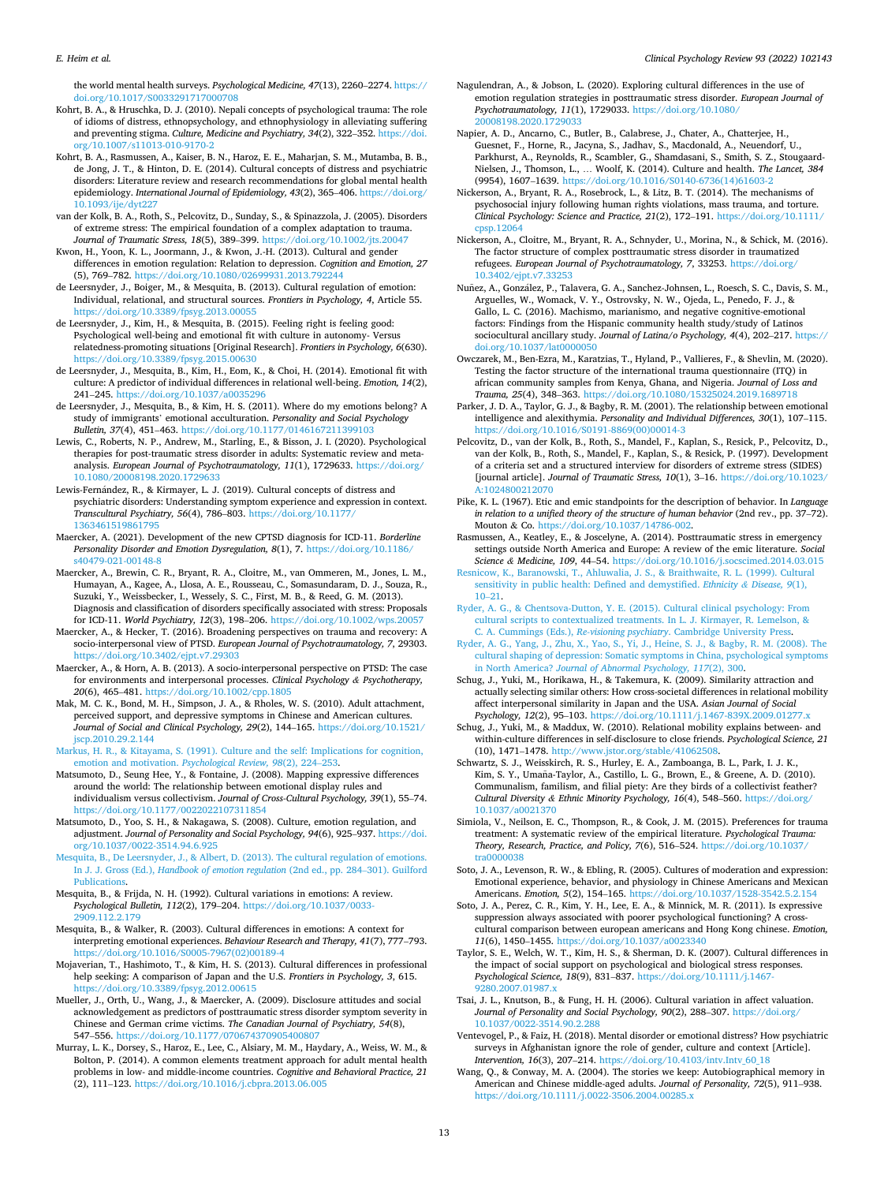the world mental health surveys. *Psychological Medicine, 47*(13), 2260–2274. https://doi.org/10.1017/S0033291717000708

Kohrt, B. A., & Hruschka, D. J. (2010). Nepali concepts of psychological trauma: The role of idioms of distress, ethnopsychology, and ethnophysiology in alleviating suffering and preventing stigma. *Culture, Medicine and Psychiatry, 34*(2), 322–352. https://doi.org/10.1007/s11013-010-9170-2

Kohrt, B. A., Rasmussen, A., Kaiser, B. N., Haroz, E. E., Maharjan, S. M., Mutamba, B. B., de Jong, J. T., & Hinton, D. E. (2014). Cultural concepts of distress and psychiatric disorders: Literature review and research recommendations for global mental health epidemiology. *International Journal of Epidemiology, 43*(2), 365–406. https://doi.org/10.1093/ije/dyt227

van der Kolk, B. A., Roth, S., Pelcovitz, D., Sunday, S., & Spinazzola, J. (2005). Disorders of extreme stress: The empirical foundation of a complex adaptation to trauma. *Journal of Traumatic Stress, 18*(5), 389–399. https://doi.org/10.1002/jts.20047

Kwon, H., Yoon, K. L., Joormann, J., & Kwon, J.-H. (2013). Cultural and gender differences in emotion regulation: Relation to depression. *Cognition and Emotion, 27*(5), 769–782. https://doi.org/10.1080/02699931.2013.792244

de Leersnyder, J., Boiger, M., & Mesquita, B. (2013). Cultural regulation of emotion: Individual, relational, and structural sources. *Frontiers in Psychology, 4*, Article 55. https://doi.org/10.3389/fpsyg.2013.00055

de Leersnyder, J., Kim, H., & Mesquita, B. (2015). Feeling right is feeling good: Psychological well-being and emotional fit with culture in autonomy- Versus relatedness-promoting situations [Original Research]. *Frontiers in Psychology, 6*(630). https://doi.org/10.3389/fpsyg.2015.00630

de Leersnyder, J., Mesquita, B., Kim, H., Eom, K., & Choi, H. (2014). Emotional fit with culture: A predictor of individual differences in relational well-being. *Emotion, 14*(2), 241–245. https://doi.org/10.1037/a0035296

de Leersnyder, J., Mesquita, B., & Kim, H. S. (2011). Where do my emotions belong? A study of immigrants' emotional acculturation. *Personality and Social Psychology Bulletin, 37*(4), 451–463. https://doi.org/10.1177/0146167211399103

Lewis, C., Roberts, N. P., Andrew, M., Starling, E., & Bisson, J. I. (2020). Psychological therapies for post-traumatic stress disorder in adults: Systematic review and meta-analysis. *European Journal of Psychotraumatology, 11*(1), 1729633. https://doi.org/10.1080/20008198.2020.1729633

Lewis-Fernández, R., & Kirmayer, L. J. (2019). Cultural concepts of distress and psychiatric disorders: Understanding symptom experience and expression in context. *Transcultural Psychiatry, 56*(4), 786–803. https://doi.org/10.1177/1363461519861795

Maercker, A. (2021). Development of the new CPTSD diagnosis for ICD-11. *Borderline Personality Disorder and Emotion Dysregulation, 8*(1), 7. https://doi.org/10.1186/s40479-021-00148-8

Maercker, A., Brewin, C. R., Bryant, R. A., Cloitre, M., van Ommeren, M., Jones, L. M., Humayan, A., Kagee, A., Llosa, A. E., Rousseau, C., Somasundaram, D. J., Souza, R., Suzuki, Y., Weissbecker, I., Wessely, S. C., First, M. B., & Reed, G. M. (2013). Diagnosis and classification of disorders specifically associated with stress: Proposals for ICD-11. *World Psychiatry, 12*(3), 198–206. https://doi.org/10.1002/wps.20057

Maercker, A., & Hecker, T. (2016). Broadening perspectives on trauma and recovery: A socio-interpersonal view of PTSD. *European Journal of Psychotraumatology, 7*, 29303. https://doi.org/10.3402/ejpt.v7.29303

Maercker, A., & Horn, A. B. (2013). A socio-interpersonal perspective on PTSD: The case for environments and interpersonal processes. *Clinical Psychology & Psychotherapy, 20*(6), 465–481. https://doi.org/10.1002/cpp.1805

Mak, M. C. K., Bond, M. H., Simpson, J. A., & Rholes, W. S. (2010). Adult attachment, perceived support, and depressive symptoms in Chinese and American cultures. *Journal of Social and Clinical Psychology, 29*(2), 144–165. https://doi.org/10.1521/jscp.2010.29.2.144

Markus, H. R., & Kitayama, S. (1991). Culture and the self: Implications for cognition, emotion and motivation. *Psychological Review, 98*(2), 224–253.

Matsumoto, D., Seung Hee, Y., & Fontaine, J. (2008). Mapping expressive differences around the world: The relationship between emotional display rules and individualism versus collectivism. *Journal of Cross-Cultural Psychology, 39*(1), 55–74. https://doi.org/10.1177/0022022107311854

Matsumoto, D., Yoo, S. H., & Nakagawa, S. (2008). Culture, emotion regulation, and adjustment. *Journal of Personality and Social Psychology, 94*(6), 925–937. https://doi.org/10.1037/0022-3514.94.6.925

Mesquita, B., De Leersnyder, J., & Albert, D. (2013). The cultural regulation of emotions. In J. J. Gross (Ed.), *Handbook of emotion regulation* (2nd ed., pp. 284–301). Guilford Publications.

Mesquita, B., & Frijda, N. H. (1992). Cultural variations in emotions: A review. *Psychological Bulletin, 112*(2), 179–204. https://doi.org/10.1037/0033-2909.112.2.179

Mesquita, B., & Walker, R. (2003). Cultural differences in emotions: A context for interpreting emotional experiences. *Behaviour Research and Therapy, 41*(7), 777–793. https://doi.org/10.1016/S0005-7967(02)00189-4

Mojaverian, T., Hashimoto, T., & Kim, H. S. (2013). Cultural differences in professional help seeking: A comparison of Japan and the U.S. *Frontiers in Psychology, 3*, 615. https://doi.org/10.3389/fpsyg.2012.00615

Mueller, J., Orth, U., Wang, J., & Maercker, A. (2009). Disclosure attitudes and social acknowledgement as predictors of posttraumatic stress disorder symptom severity in Chinese and German crime victims. *The Canadian Journal of Psychiatry, 54*(8), 547–556. https://doi.org/10.1177/070674370905400807

Murray, L. K., Dorsey, S., Haroz, E., Lee, C., Alsiary, M. M., Haydary, A., Weiss, W. M., & Bolton, P. (2014). A common elements treatment approach for adult mental health problems in low- and middle-income countries. *Cognitive and Behavioral Practice, 21*(2), 111–123. https://doi.org/10.1016/j.cbpra.2013.06.005

Nagulendran, A., & Jobson, L. (2020). Exploring cultural differences in the use of emotion regulation strategies in posttraumatic stress disorder. *European Journal of Psychotraumatology, 11*(1), 1729033. https://doi.org/10.1080/20008198.2020.1729033

Napier, A. D., Ancarno, C., Butler, B., Calabrese, J., Chater, A., Chatterjee, H., Guesnet, F., Horne, R., Jacyna, S., Jadhav, S., Macdonald, A., Neuendorf, U., Parkhurst, A., Reynolds, R., Scambler, G., Shamdasani, S., Smith, S. Z., Stougaard-Nielsen, J., Thomson, L., … Woolf, K. (2014). Culture and health. *The Lancet, 384*(9954), 1607–1639. https://doi.org/10.1016/S0140-6736(14)61603-2

Nickerson, A., Bryant, R. A., Rosebrock, L., & Litz, B. T. (2014). The mechanisms of psychosocial injury following human rights violations, mass trauma, and torture. *Clinical Psychology: Science and Practice, 21*(2), 172–191. https://doi.org/10.1111/cpsp.12064

Nickerson, A., Cloitre, M., Bryant, R. A., Schnyder, U., Morina, N., & Schick, M. (2016). The factor structure of complex posttraumatic stress disorder in traumatized refugees. *European Journal of Psychotraumatology, 7*, 33253. https://doi.org/10.3402/ejpt.v7.33253

Nuñez, A., González, P., Talavera, G. A., Sanchez-Johnsen, L., Roesch, S. C., Davis, S. M., Arguelles, W., Womack, V. Y., Ostrovsky, N. W., Ojeda, L., Penedo, F. J., & Gallo, L. C. (2016). Machismo, marianismo, and negative cognitive-emotional factors: Findings from the Hispanic community health study/study of Latinos sociocultural ancillary study. *Journal of Latina/o Psychology, 4*(4), 202–217. https://doi.org/10.1037/lat0000050

Owczarek, M., Ben-Ezra, M., Karatzias, T., Hyland, P., Vallieres, F., & Shevlin, M. (2020). Testing the factor structure of the international trauma questionnaire (ITQ) in african community samples from Kenya, Ghana, and Nigeria. *Journal of Loss and Trauma, 25*(4), 348–363. https://doi.org/10.1080/15325024.2019.1689718

Parker, J. D. A., Taylor, G. J., & Bagby, R. M. (2001). The relationship between emotional intelligence and alexithymia. *Personality and Individual Differences, 30*(1), 107–115. https://doi.org/10.1016/S0191-8869(00)00014-3

Pelcovitz, D., van der Kolk, B., Roth, S., Mandel, F., Kaplan, S., Resick, P., Pelcovitz, D., van der Kolk, B., Roth, S., Mandel, F., Kaplan, S., & Resick, P. (1997). Development of a criteria set and a structured interview for disorders of extreme stress (SIDES) [journal article]. *Journal of Traumatic Stress, 10*(1), 3–16. https://doi.org/10.1023/A:1024800212070

Pike, K. L. (1967). Etic and emic standpoints for the description of behavior. In *Language in relation to a unified theory of the structure of human behavior* (2nd rev., pp. 37–72). Mouton & Co. https://doi.org/10.1037/14786-002.

Rasmussen, A., Keatley, E., & Joscelyne, A. (2014). Posttraumatic stress in emergency settings outside North America and Europe: A review of the emic literature. *Social Science & Medicine, 109*, 44–54. https://doi.org/10.1016/j.socscimed.2014.03.015

Resnicow, K., Baranowski, T., Ahluwalia, J. S., & Braithwaite, R. L. (1999). Cultural sensitivity in public health: Defined and demystified. *Ethnicity & Disease, 9*(1), 10–21.

Ryder, A. G., & Chentsova-Dutton, Y. E. (2015). Cultural clinical psychology: From cultural scripts to contextualized treatments. In L. J. Kirmayer, R. Lemelson, & C. A. Cummings (Eds.), *Re-visioning psychiatry*. Cambridge University Press.

Ryder, A. G., Yang, J., Zhu, X., Yao, S., Yi, J., Heine, S. J., & Bagby, R. M. (2008). The cultural shaping of depression: Somatic symptoms in China, psychological symptoms in North America? *Journal of Abnormal Psychology, 117*(2), 300.

Schug, J., Yuki, M., Horikawa, H., & Takemura, K. (2009). Similarity attraction and actually selecting similar others: How cross-societal differences in relational mobility affect interpersonal similarity in Japan and the USA. *Asian Journal of Social Psychology, 12*(2), 95–103. https://doi.org/10.1111/j.1467-839X.2009.01277.x

Schug, J., Yuki, M., & Maddux, W. (2010). Relational mobility explains between- and within-culture differences in self-disclosure to close friends. *Psychological Science, 21*(10), 1471–1478. http://www.jstor.org/stable/41062508.

Schwartz, S. J., Weisskirch, R. S., Hurley, E. A., Zamboanga, B. L., Park, I. J. K., Kim, S. Y., Umaña-Taylor, A., Castillo, L. G., Brown, E., & Greene, A. D. (2010). Communalism, familism, and filial piety: Are they birds of a collectivist feather? *Cultural Diversity & Ethnic Minority Psychology, 16*(4), 548–560. https://doi.org/10.1037/a0021370

Simiola, V., Neilson, E. C., Thompson, R., & Cook, J. M. (2015). Preferences for trauma treatment: A systematic review of the empirical literature. *Psychological Trauma: Theory, Research, Practice, and Policy, 7*(6), 516–524. https://doi.org/10.1037/tra0000038

Soto, J. A., Levenson, R. W., & Ebling, R. (2005). Cultures of moderation and expression: Emotional experience, behavior, and physiology in Chinese Americans and Mexican Americans. *Emotion, 5*(2), 154–165. https://doi.org/10.1037/1528-3542.5.2.154

Soto, J. A., Perez, C. R., Kim, Y. H., Lee, E. A., & Minnick, M. R. (2011). Is expressive suppression always associated with poorer psychological functioning? A cross-cultural comparison between european americans and Hong Kong chinese. *Emotion, 11*(6), 1450–1455. https://doi.org/10.1037/a0023340

Taylor, S. E., Welch, W. T., Kim, H. S., & Sherman, D. K. (2007). Cultural differences in the impact of social support on psychological and biological stress responses. *Psychological Science, 18*(9), 831–837. https://doi.org/10.1111/j.1467-9280.2007.01987.x

Tsai, J. L., Knutson, B., & Fung, H. H. (2006). Cultural variation in affect valuation. *Journal of Personality and Social Psychology, 90*(2), 288–307. https://doi.org/10.1037/0022-3514.90.2.288

Ventevogel, P., & Faiz, H. (2018). Mental disorder or emotional distress? How psychiatric surveys in Afghanistan ignore the role of gender, culture and context [Article]. *Intervention, 16*(3), 207–214. https://doi.org/10.4103/intv.Intv_60_18

Wang, Q., & Conway, M. A. (2004). The stories we keep: Autobiographical memory in American and Chinese middle-aged adults. *Journal of Personality, 72*(5), 911–938. https://doi.org/10.1111/j.0022-3506.2004.00285.x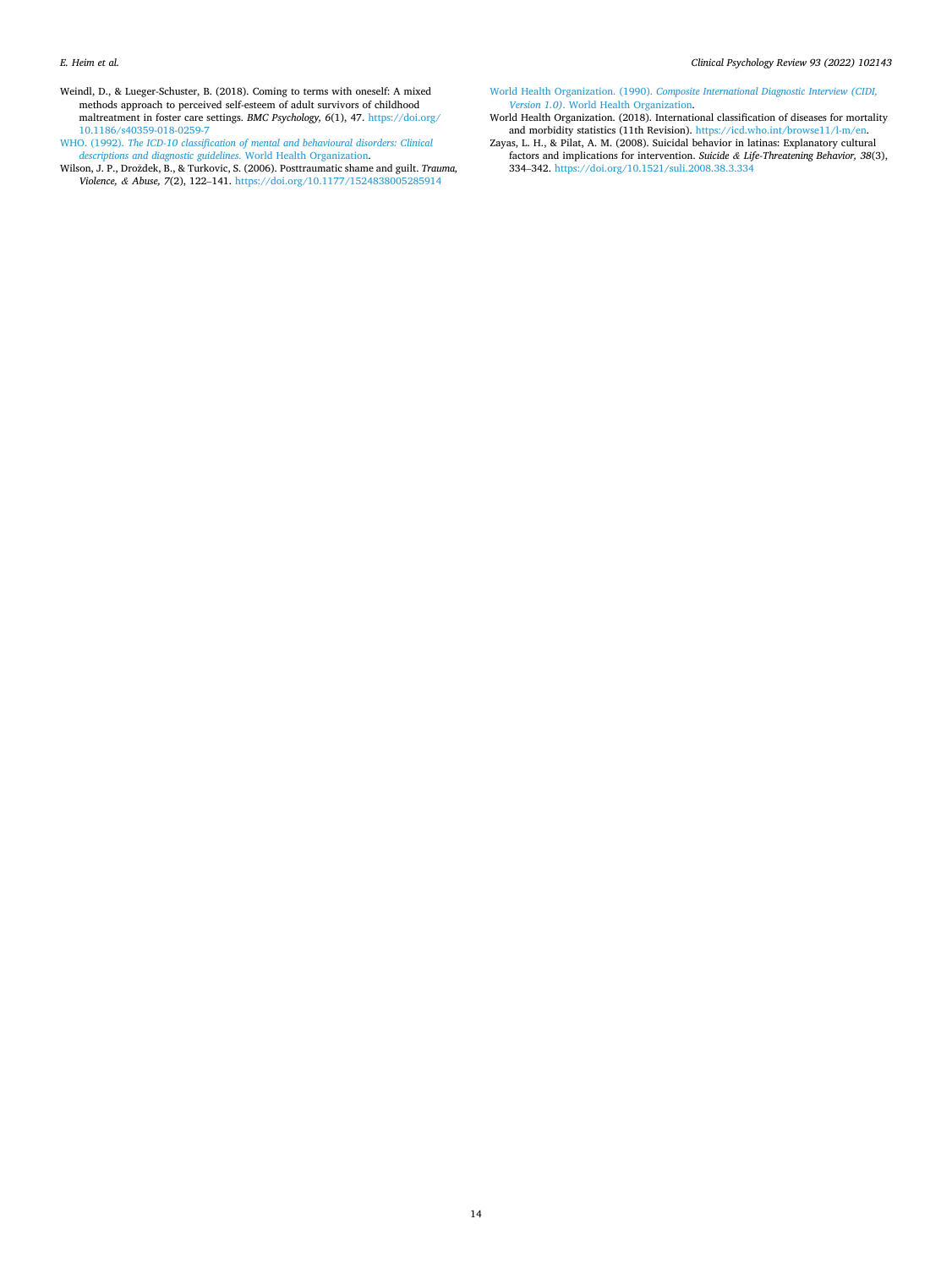Weindl, D., & Lueger-Schuster, B. (2018). Coming to terms with oneself: A mixed methods approach to perceived self-esteem of adult survivors of childhood maltreatment in foster care settings. *BMC Psychology, 6*(1), 47. https://doi.org/10.1186/s40359-018-0259-7

WHO. (1992). *The ICD-10 classification of mental and behavioural disorders: Clinical descriptions and diagnostic guidelines*. World Health Organization.

Wilson, J. P., Drożdek, B., & Turkovic, S. (2006). Posttraumatic shame and guilt. *Trauma, Violence, & Abuse, 7*(2), 122–141. https://doi.org/10.1177/1524838005285914

World Health Organization. (1990). *Composite International Diagnostic Interview (CIDI, Version 1.0)*. World Health Organization.

World Health Organization. (2018). International classification of diseases for mortality and morbidity statistics (11th Revision). https://icd.who.int/browse11/l-m/en.

Zayas, L. H., & Pilat, A. M. (2008). Suicidal behavior in latinas: Explanatory cultural factors and implications for intervention. *Suicide & Life-Threatening Behavior, 38*(3), 334–342. https://doi.org/10.1521/suli.2008.38.3.334